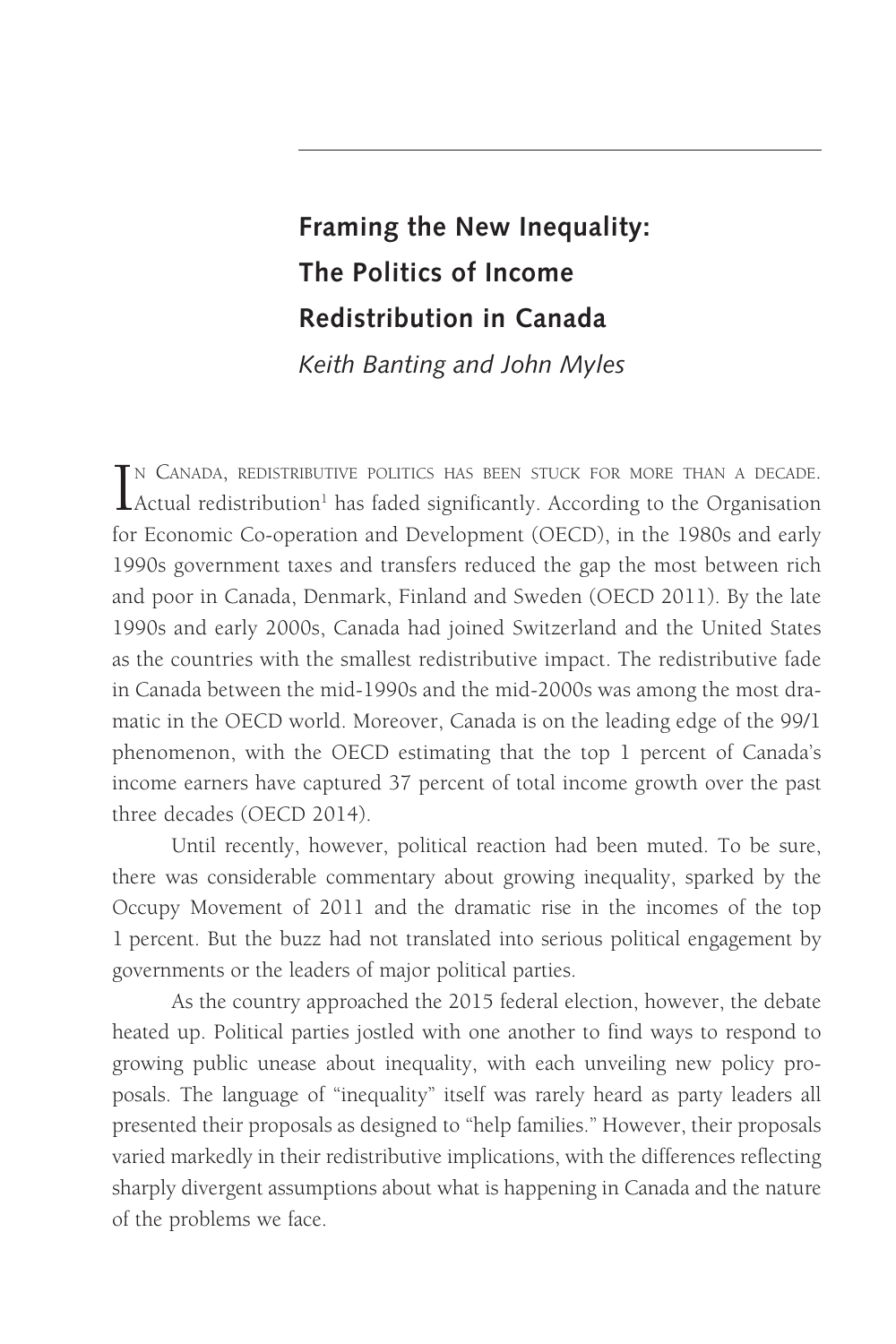# Framing the New Inequality: The Politics of Income Redistribution in Canada

*Keith Banting and John Myles*

In Canada, redistributive politics has been stuck for more than a decade. Actual redistribution[1] has faded significantly. According to the Organisation for Economic Co-operation and Development (OECD), in the 1980s and early 1990s government taxes and transfers reduced the gap the most between rich and poor in Canada, Denmark, Finland and Sweden (OECD 2011). By the late 1990s and early 2000s, Canada had joined Switzerland and the United States as the countries with the smallest redistributive impact. The redistributive fade in Canada between the mid-1990s and the mid-2000s was among the most dramatic in the OECD world. Moreover, Canada is on the leading edge of the 99/1 phenomenon, with the OECD estimating that the top 1 percent of Canada's income earners have captured 37 percent of total income growth over the past three decades (OECD 2014).

Until recently, however, political reaction had been muted. To be sure, there was considerable commentary about growing inequality, sparked by the Occupy Movement of 2011 and the dramatic rise in the incomes of the top 1 percent. But the buzz had not translated into serious political engagement by governments or the leaders of major political parties.

As the country approached the 2015 federal election, however, the debate heated up. Political parties jostled with one another to find ways to respond to growing public unease about inequality, with each unveiling new policy proposals. The language of "inequality" itself was rarely heard as party leaders all presented their proposals as designed to "help families." However, their proposals varied markedly in their redistributive implications, with the differences reflecting sharply divergent assumptions about what is happening in Canada and the nature of the problems we face.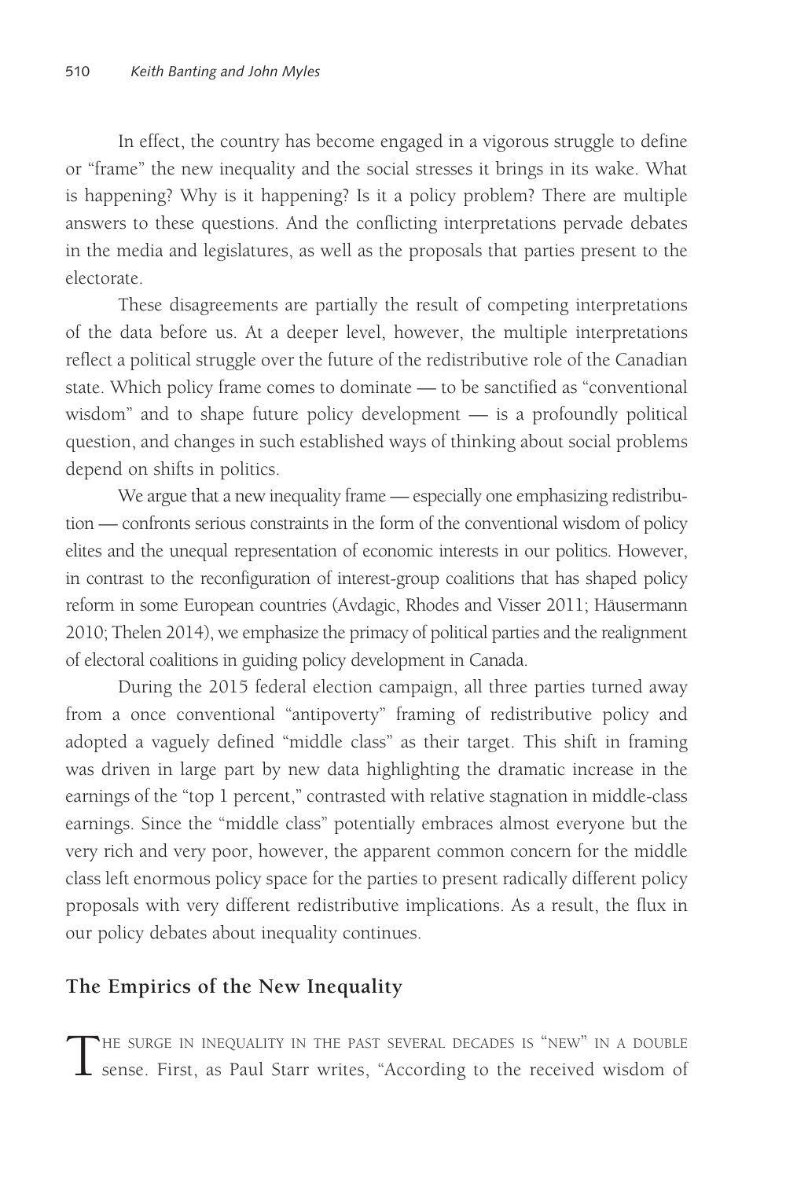In effect, the country has become engaged in a vigorous struggle to define or "frame" the new inequality and the social stresses it brings in its wake. What is happening? Why is it happening? Is it a policy problem? There are multiple answers to these questions. And the conflicting interpretations pervade debates in the media and legislatures, as well as the proposals that parties present to the electorate.

These disagreements are partially the result of competing interpretations of the data before us. At a deeper level, however, the multiple interpretations reflect a political struggle over the future of the redistributive role of the Canadian state. Which policy frame comes to dominate — to be sanctified as "conventional wisdom" and to shape future policy development — is a profoundly political question, and changes in such established ways of thinking about social problems depend on shifts in politics.

We argue that a new inequality frame — especially one emphasizing redistribution — confronts serious constraints in the form of the conventional wisdom of policy elites and the unequal representation of economic interests in our politics. However, in contrast to the reconfiguration of interest-group coalitions that has shaped policy reform in some European countries (Avdagic, Rhodes and Visser 2011; Häusermann 2010; Thelen 2014), we emphasize the primacy of political parties and the realignment of electoral coalitions in guiding policy development in Canada.

During the 2015 federal election campaign, all three parties turned away from a once conventional "antipoverty" framing of redistributive policy and adopted a vaguely defined "middle class" as their target. This shift in framing was driven in large part by new data highlighting the dramatic increase in the earnings of the "top 1 percent," contrasted with relative stagnation in middle-class earnings. Since the "middle class" potentially embraces almost everyone but the very rich and very poor, however, the apparent common concern for the middle class left enormous policy space for the parties to present radically different policy proposals with very different redistributive implications. As a result, the flux in our policy debates about inequality continues.

## The Empirics of the New Inequality

The surge in inequality in the past several decades is "new" in a double sense. First, as Paul Starr writes, "According to the received wisdom of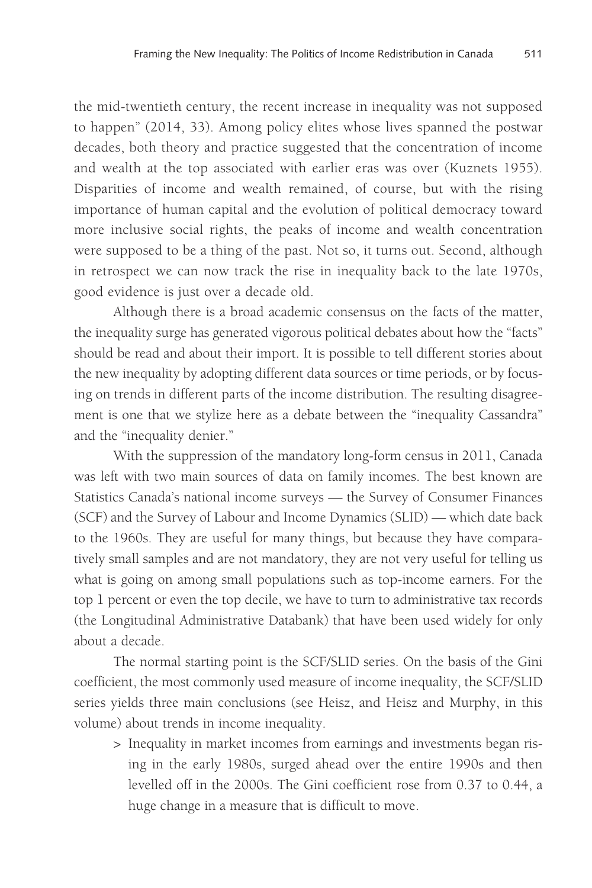the mid-twentieth century, the recent increase in inequality was not supposed to happen" (2014, 33). Among policy elites whose lives spanned the postwar decades, both theory and practice suggested that the concentration of income and wealth at the top associated with earlier eras was over (Kuznets 1955). Disparities of income and wealth remained, of course, but with the rising importance of human capital and the evolution of political democracy toward more inclusive social rights, the peaks of income and wealth concentration were supposed to be a thing of the past. Not so, it turns out. Second, although in retrospect we can now track the rise in inequality back to the late 1970s, good evidence is just over a decade old.

Although there is a broad academic consensus on the facts of the matter, the inequality surge has generated vigorous political debates about how the "facts" should be read and about their import. It is possible to tell different stories about the new inequality by adopting different data sources or time periods, or by focusing on trends in different parts of the income distribution. The resulting disagreement is one that we stylize here as a debate between the "inequality Cassandra" and the "inequality denier."

With the suppression of the mandatory long-form census in 2011, Canada was left with two main sources of data on family incomes. The best known are Statistics Canada's national income surveys — the Survey of Consumer Finances (SCF) and the Survey of Labour and Income Dynamics (SLID) — which date back to the 1960s. They are useful for many things, but because they have comparatively small samples and are not mandatory, they are not very useful for telling us what is going on among small populations such as top-income earners. For the top 1 percent or even the top decile, we have to turn to administrative tax records (the Longitudinal Administrative Databank) that have been used widely for only about a decade.

The normal starting point is the SCF/SLID series. On the basis of the Gini coefficient, the most commonly used measure of income inequality, the SCF/SLID series yields three main conclusions (see Heisz, and Heisz and Murphy, in this volume) about trends in income inequality.

- Inequality in market incomes from earnings and investments began rising in the early 1980s, surged ahead over the entire 1990s and then levelled off in the 2000s. The Gini coefficient rose from 0.37 to 0.44, a huge change in a measure that is difficult to move.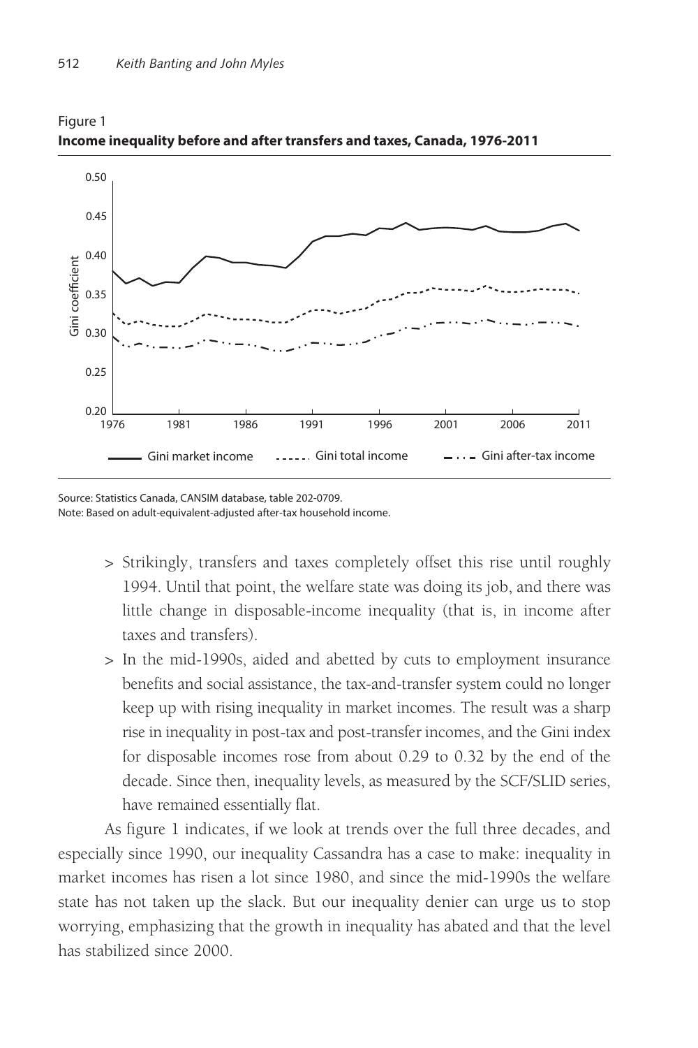Figure 1
**Income inequality before and after transfers and taxes, Canada, 1976-2011**

Source: Statistics Canada, CANSIM database, table 202-0709.
Note: Based on adult-equivalent-adjusted after-tax household income.

> Strikingly, transfers and taxes completely offset this rise until roughly 1994. Until that point, the welfare state was doing its job, and there was little change in disposable-income inequality (that is, in income after taxes and transfers).

> In the mid-1990s, aided and abetted by cuts to employment insurance benefits and social assistance, the tax-and-transfer system could no longer keep up with rising inequality in market incomes. The result was a sharp rise in inequality in post-tax and post-transfer incomes, and the Gini index for disposable incomes rose from about 0.29 to 0.32 by the end of the decade. Since then, inequality levels, as measured by the SCF/SLID series, have remained essentially flat.

As figure 1 indicates, if we look at trends over the full three decades, and especially since 1990, our inequality Cassandra has a case to make: inequality in market incomes has risen a lot since 1980, and since the mid-1990s the welfare state has not taken up the slack. But our inequality denier can urge us to stop worrying, emphasizing that the growth in inequality has abated and that the level has stabilized since 2000.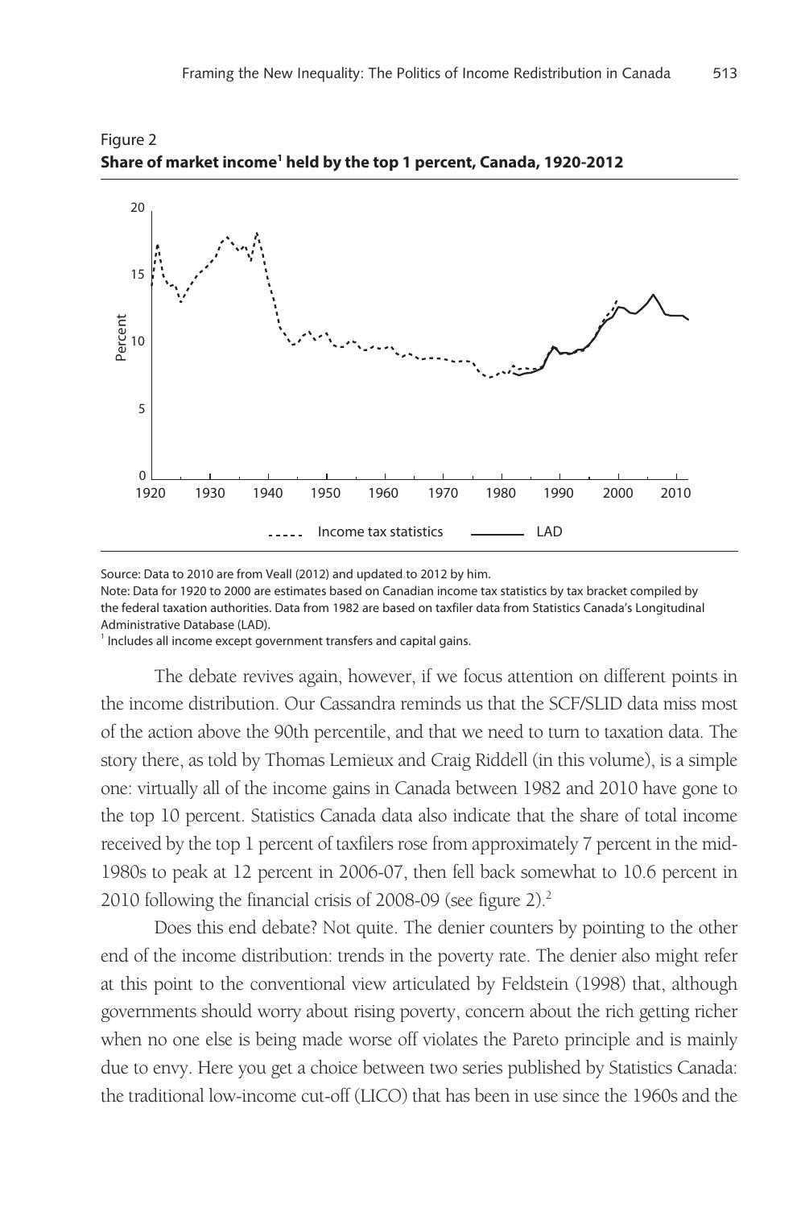Figure 2
**Share of market income[1] held by the top 1 percent, Canada, 1920-2012**

Source: Data to 2010 are from Veall (2012) and updated to 2012 by him.

Note: Data for 1920 to 2000 are estimates based on Canadian income tax statistics by tax bracket compiled by the federal taxation authorities. Data from 1982 are based on taxfiler data from Statistics Canada's Longitudinal Administrative Database (LAD).

[1] Includes all income except government transfers and capital gains.

The debate revives again, however, if we focus attention on different points in the income distribution. Our Cassandra reminds us that the SCF/SLID data miss most of the action above the 90th percentile, and that we need to turn to taxation data. The story there, as told by Thomas Lemieux and Craig Riddell (in this volume), is a simple one: virtually all of the income gains in Canada between 1982 and 2010 have gone to the top 10 percent. Statistics Canada data also indicate that the share of total income received by the top 1 percent of taxfilers rose from approximately 7 percent in the mid-1980s to peak at 12 percent in 2006-07, then fell back somewhat to 10.6 percent in 2010 following the financial crisis of 2008-09 (see figure 2).[2]

Does this end debate? Not quite. The denier counters by pointing to the other end of the income distribution: trends in the poverty rate. The denier also might refer at this point to the conventional view articulated by Feldstein (1998) that, although governments should worry about rising poverty, concern about the rich getting richer when no one else is being made worse off violates the Pareto principle and is mainly due to envy. Here you get a choice between two series published by Statistics Canada: the traditional low-income cut-off (LICO) that has been in use since the 1960s and the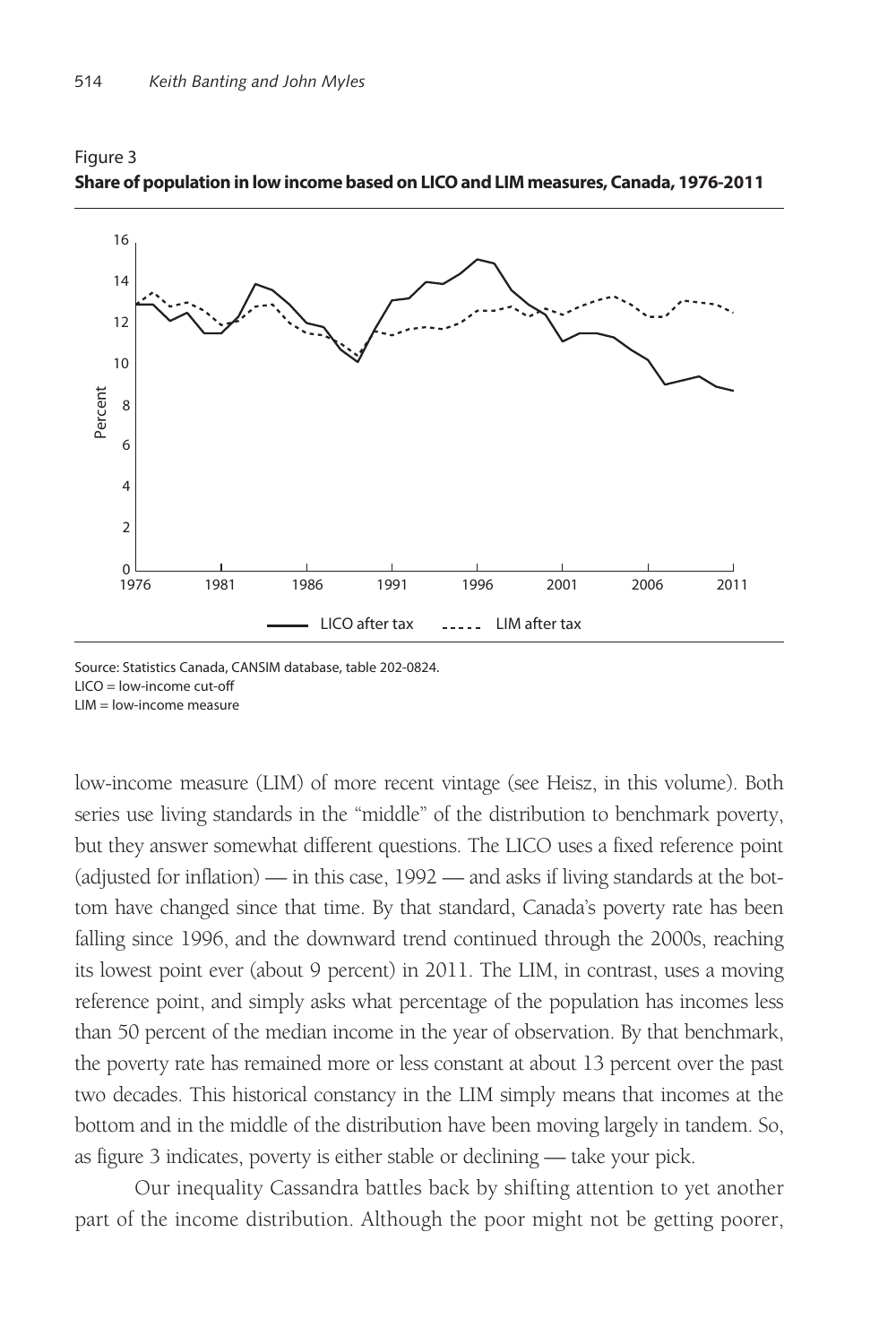Figure 3

**Share of population in low income based on LICO and LIM measures, Canada, 1976-2011**

Source: Statistics Canada, CANSIM database, table 202-0824.
LICO = low-income cut-off
LIM = low-income measure

low-income measure (LIM) of more recent vintage (see Heisz, in this volume). Both series use living standards in the "middle" of the distribution to benchmark poverty, but they answer somewhat different questions. The LICO uses a fixed reference point (adjusted for inflation) — in this case, 1992 — and asks if living standards at the bottom have changed since that time. By that standard, Canada's poverty rate has been falling since 1996, and the downward trend continued through the 2000s, reaching its lowest point ever (about 9 percent) in 2011. The LIM, in contrast, uses a moving reference point, and simply asks what percentage of the population has incomes less than 50 percent of the median income in the year of observation. By that benchmark, the poverty rate has remained more or less constant at about 13 percent over the past two decades. This historical constancy in the LIM simply means that incomes at the bottom and in the middle of the distribution have been moving largely in tandem. So, as figure 3 indicates, poverty is either stable or declining — take your pick.

Our inequality Cassandra battles back by shifting attention to yet another part of the income distribution. Although the poor might not be getting poorer,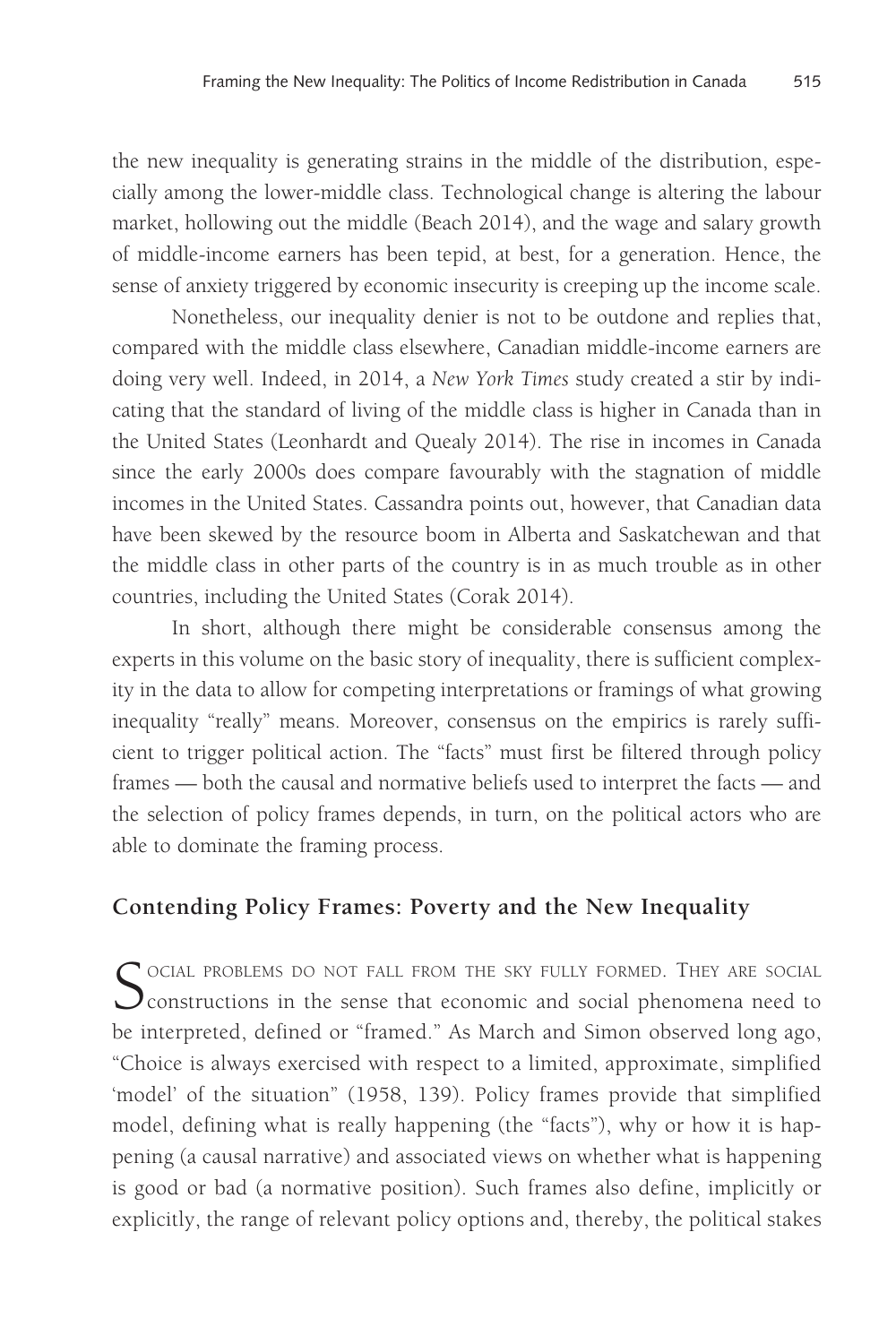the new inequality is generating strains in the middle of the distribution, especially among the lower-middle class. Technological change is altering the labour market, hollowing out the middle (Beach 2014), and the wage and salary growth of middle-income earners has been tepid, at best, for a generation. Hence, the sense of anxiety triggered by economic insecurity is creeping up the income scale.

Nonetheless, our inequality denier is not to be outdone and replies that, compared with the middle class elsewhere, Canadian middle-income earners are doing very well. Indeed, in 2014, a *New York Times* study created a stir by indicating that the standard of living of the middle class is higher in Canada than in the United States (Leonhardt and Quealy 2014). The rise in incomes in Canada since the early 2000s does compare favourably with the stagnation of middle incomes in the United States. Cassandra points out, however, that Canadian data have been skewed by the resource boom in Alberta and Saskatchewan and that the middle class in other parts of the country is in as much trouble as in other countries, including the United States (Corak 2014).

In short, although there might be considerable consensus among the experts in this volume on the basic story of inequality, there is sufficient complexity in the data to allow for competing interpretations or framings of what growing inequality "really" means. Moreover, consensus on the empirics is rarely sufficient to trigger political action. The "facts" must first be filtered through policy frames — both the causal and normative beliefs used to interpret the facts — and the selection of policy frames depends, in turn, on the political actors who are able to dominate the framing process.

## Contending Policy Frames: Poverty and the New Inequality

Social problems do not fall from the sky fully formed. They are social constructions in the sense that economic and social phenomena need to be interpreted, defined or "framed." As March and Simon observed long ago, "Choice is always exercised with respect to a limited, approximate, simplified 'model' of the situation" (1958, 139). Policy frames provide that simplified model, defining what is really happening (the "facts"), why or how it is happening (a causal narrative) and associated views on whether what is happening is good or bad (a normative position). Such frames also define, implicitly or explicitly, the range of relevant policy options and, thereby, the political stakes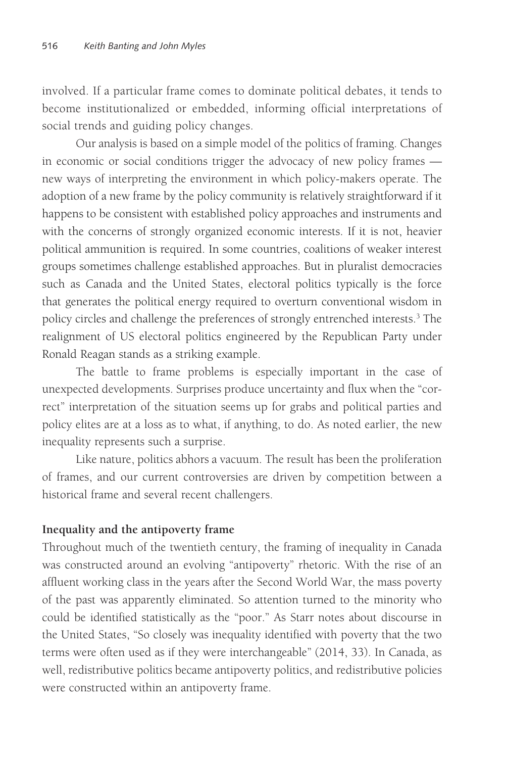involved. If a particular frame comes to dominate political debates, it tends to become institutionalized or embedded, informing official interpretations of social trends and guiding policy changes.

Our analysis is based on a simple model of the politics of framing. Changes in economic or social conditions trigger the advocacy of new policy frames — new ways of interpreting the environment in which policy-makers operate. The adoption of a new frame by the policy community is relatively straightforward if it happens to be consistent with established policy approaches and instruments and with the concerns of strongly organized economic interests. If it is not, heavier political ammunition is required. In some countries, coalitions of weaker interest groups sometimes challenge established approaches. But in pluralist democracies such as Canada and the United States, electoral politics typically is the force that generates the political energy required to overturn conventional wisdom in policy circles and challenge the preferences of strongly entrenched interests.[3] The realignment of US electoral politics engineered by the Republican Party under Ronald Reagan stands as a striking example.

The battle to frame problems is especially important in the case of unexpected developments. Surprises produce uncertainty and flux when the "correct" interpretation of the situation seems up for grabs and political parties and policy elites are at a loss as to what, if anything, to do. As noted earlier, the new inequality represents such a surprise.

Like nature, politics abhors a vacuum. The result has been the proliferation of frames, and our current controversies are driven by competition between a historical frame and several recent challengers.

**Inequality and the antipoverty frame**

Throughout much of the twentieth century, the framing of inequality in Canada was constructed around an evolving "antipoverty" rhetoric. With the rise of an affluent working class in the years after the Second World War, the mass poverty of the past was apparently eliminated. So attention turned to the minority who could be identified statistically as the "poor." As Starr notes about discourse in the United States, "So closely was inequality identified with poverty that the two terms were often used as if they were interchangeable" (2014, 33). In Canada, as well, redistributive politics became antipoverty politics, and redistributive policies were constructed within an antipoverty frame.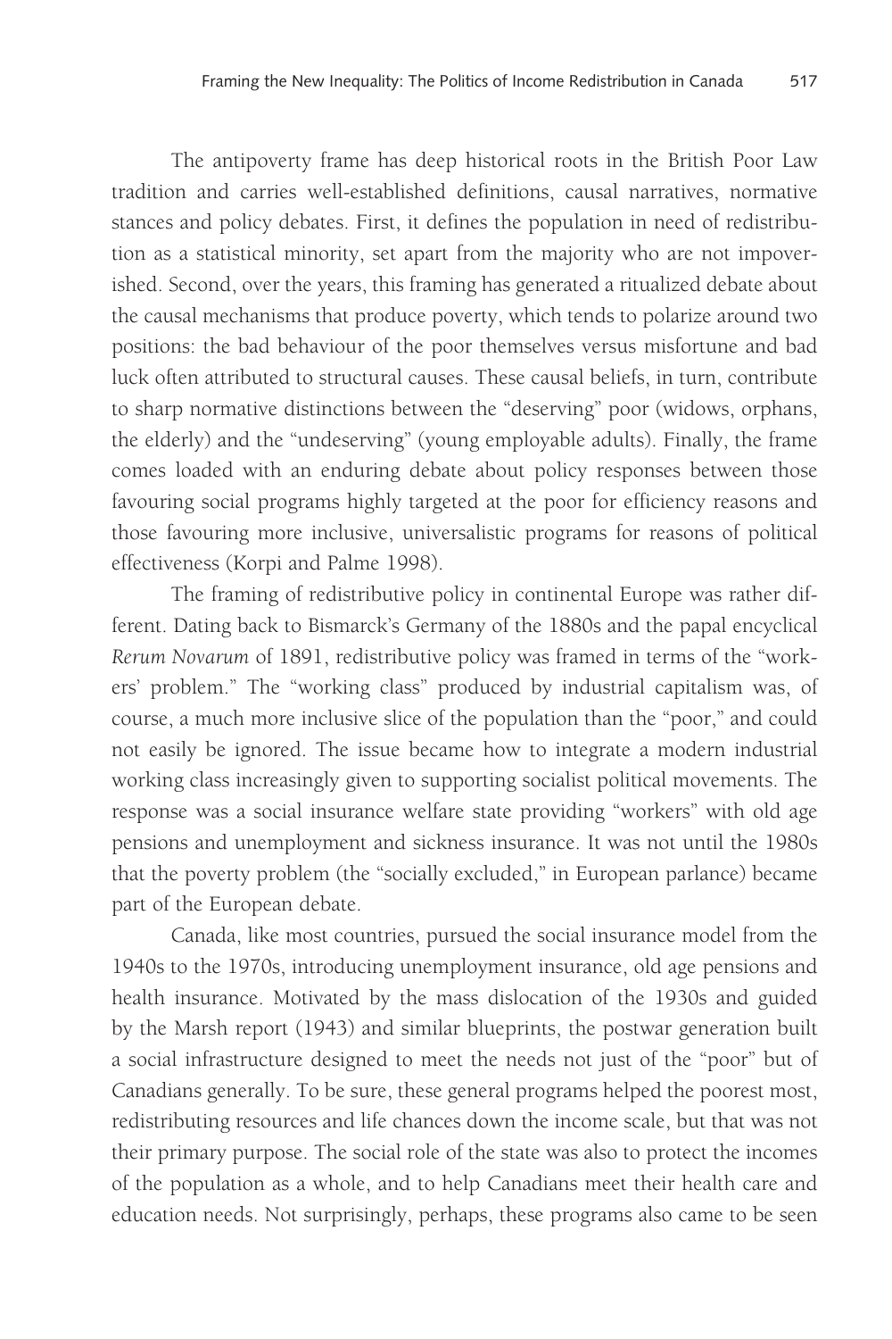The antipoverty frame has deep historical roots in the British Poor Law tradition and carries well-established definitions, causal narratives, normative stances and policy debates. First, it defines the population in need of redistribution as a statistical minority, set apart from the majority who are not impoverished. Second, over the years, this framing has generated a ritualized debate about the causal mechanisms that produce poverty, which tends to polarize around two positions: the bad behaviour of the poor themselves versus misfortune and bad luck often attributed to structural causes. These causal beliefs, in turn, contribute to sharp normative distinctions between the "deserving" poor (widows, orphans, the elderly) and the "undeserving" (young employable adults). Finally, the frame comes loaded with an enduring debate about policy responses between those favouring social programs highly targeted at the poor for efficiency reasons and those favouring more inclusive, universalistic programs for reasons of political effectiveness (Korpi and Palme 1998).

The framing of redistributive policy in continental Europe was rather different. Dating back to Bismarck's Germany of the 1880s and the papal encyclical *Rerum Novarum* of 1891, redistributive policy was framed in terms of the "workers' problem." The "working class" produced by industrial capitalism was, of course, a much more inclusive slice of the population than the "poor," and could not easily be ignored. The issue became how to integrate a modern industrial working class increasingly given to supporting socialist political movements. The response was a social insurance welfare state providing "workers" with old age pensions and unemployment and sickness insurance. It was not until the 1980s that the poverty problem (the "socially excluded," in European parlance) became part of the European debate.

Canada, like most countries, pursued the social insurance model from the 1940s to the 1970s, introducing unemployment insurance, old age pensions and health insurance. Motivated by the mass dislocation of the 1930s and guided by the Marsh report (1943) and similar blueprints, the postwar generation built a social infrastructure designed to meet the needs not just of the "poor" but of Canadians generally. To be sure, these general programs helped the poorest most, redistributing resources and life chances down the income scale, but that was not their primary purpose. The social role of the state was also to protect the incomes of the population as a whole, and to help Canadians meet their health care and education needs. Not surprisingly, perhaps, these programs also came to be seen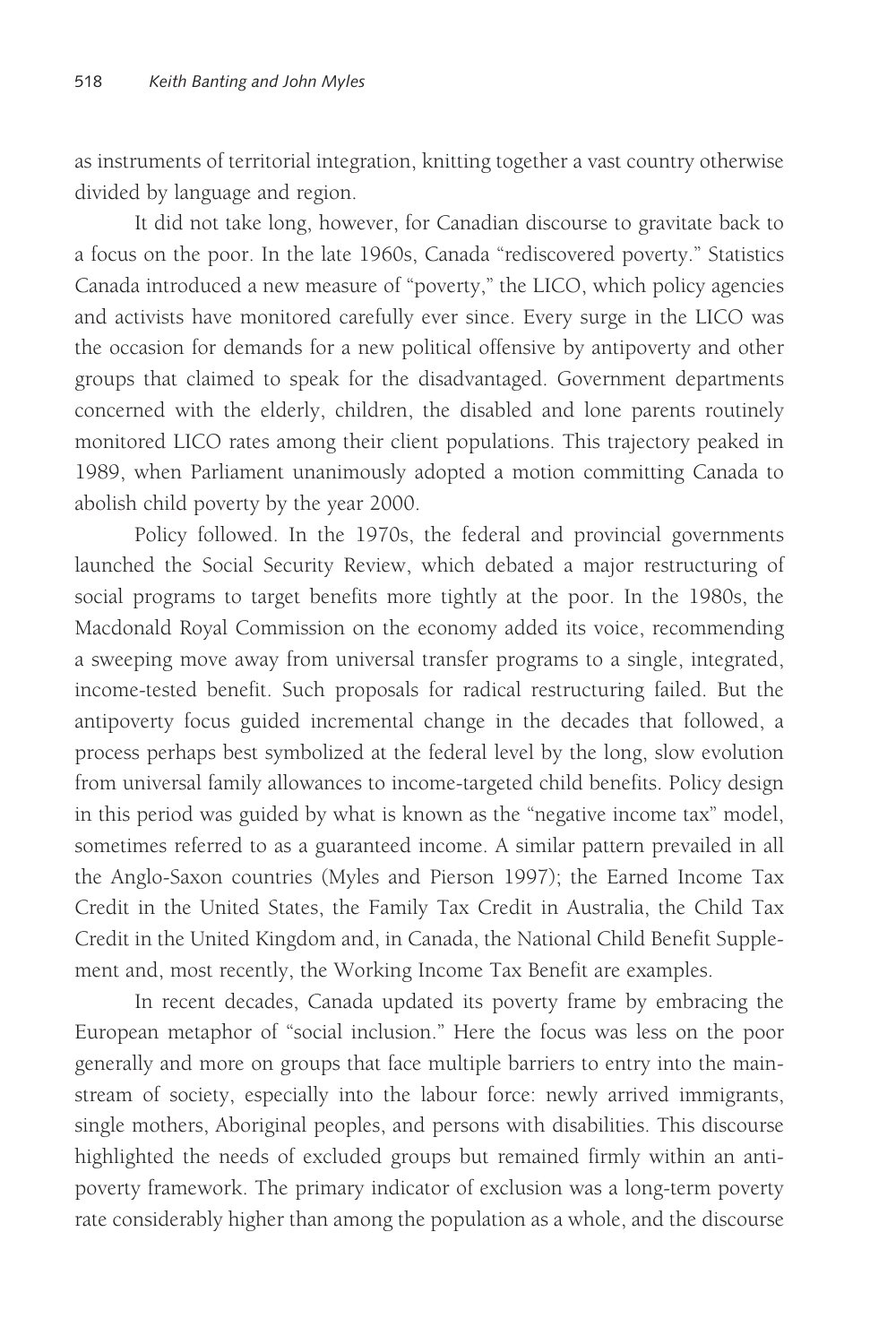as instruments of territorial integration, knitting together a vast country otherwise divided by language and region.

It did not take long, however, for Canadian discourse to gravitate back to a focus on the poor. In the late 1960s, Canada "rediscovered poverty." Statistics Canada introduced a new measure of "poverty," the LICO, which policy agencies and activists have monitored carefully ever since. Every surge in the LICO was the occasion for demands for a new political offensive by antipoverty and other groups that claimed to speak for the disadvantaged. Government departments concerned with the elderly, children, the disabled and lone parents routinely monitored LICO rates among their client populations. This trajectory peaked in 1989, when Parliament unanimously adopted a motion committing Canada to abolish child poverty by the year 2000.

Policy followed. In the 1970s, the federal and provincial governments launched the Social Security Review, which debated a major restructuring of social programs to target benefits more tightly at the poor. In the 1980s, the Macdonald Royal Commission on the economy added its voice, recommending a sweeping move away from universal transfer programs to a single, integrated, income-tested benefit. Such proposals for radical restructuring failed. But the antipoverty focus guided incremental change in the decades that followed, a process perhaps best symbolized at the federal level by the long, slow evolution from universal family allowances to income-targeted child benefits. Policy design in this period was guided by what is known as the "negative income tax" model, sometimes referred to as a guaranteed income. A similar pattern prevailed in all the Anglo-Saxon countries (Myles and Pierson 1997); the Earned Income Tax Credit in the United States, the Family Tax Credit in Australia, the Child Tax Credit in the United Kingdom and, in Canada, the National Child Benefit Supplement and, most recently, the Working Income Tax Benefit are examples.

In recent decades, Canada updated its poverty frame by embracing the European metaphor of "social inclusion." Here the focus was less on the poor generally and more on groups that face multiple barriers to entry into the mainstream of society, especially into the labour force: newly arrived immigrants, single mothers, Aboriginal peoples, and persons with disabilities. This discourse highlighted the needs of excluded groups but remained firmly within an antipoverty framework. The primary indicator of exclusion was a long-term poverty rate considerably higher than among the population as a whole, and the discourse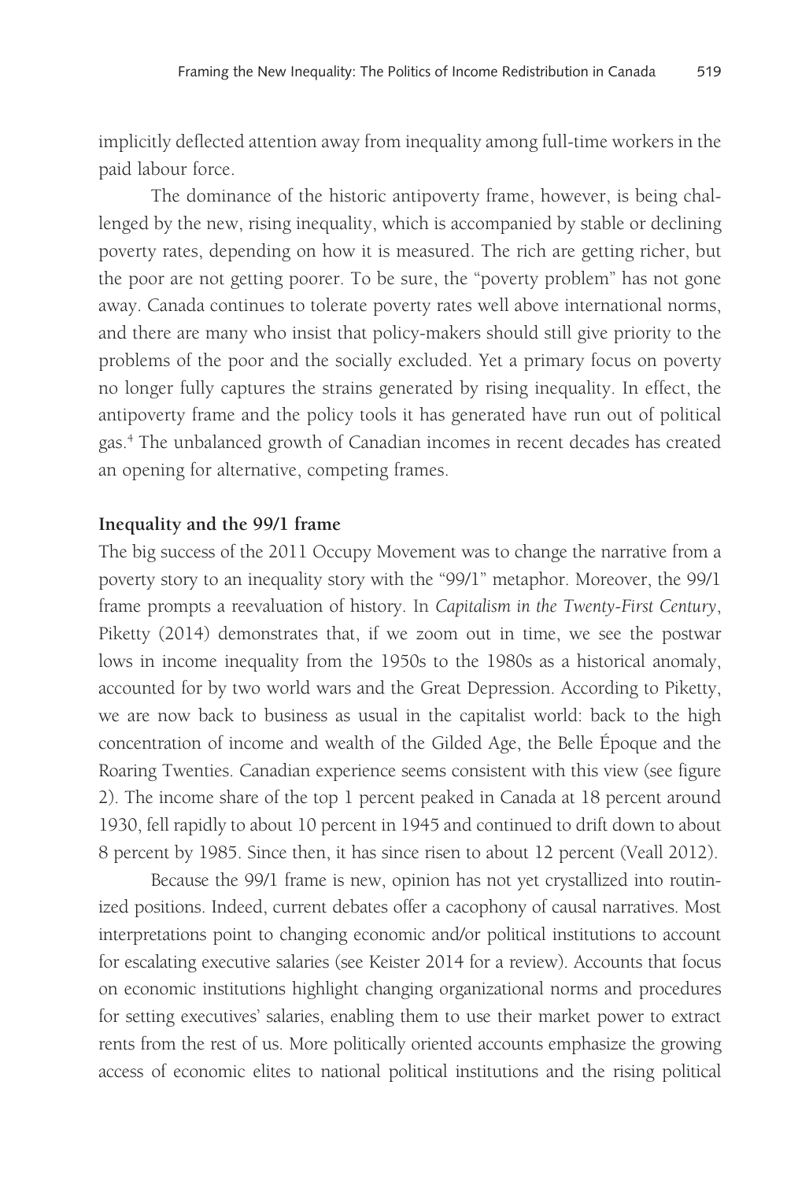implicitly deflected attention away from inequality among full-time workers in the paid labour force.

The dominance of the historic antipoverty frame, however, is being challenged by the new, rising inequality, which is accompanied by stable or declining poverty rates, depending on how it is measured. The rich are getting richer, but the poor are not getting poorer. To be sure, the "poverty problem" has not gone away. Canada continues to tolerate poverty rates well above international norms, and there are many who insist that policy-makers should still give priority to the problems of the poor and the socially excluded. Yet a primary focus on poverty no longer fully captures the strains generated by rising inequality. In effect, the antipoverty frame and the policy tools it has generated have run out of political gas.[4] The unbalanced growth of Canadian incomes in recent decades has created an opening for alternative, competing frames.

**Inequality and the 99/1 frame**

The big success of the 2011 Occupy Movement was to change the narrative from a poverty story to an inequality story with the "99/1" metaphor. Moreover, the 99/1 frame prompts a reevaluation of history. In *Capitalism in the Twenty-First Century*, Piketty (2014) demonstrates that, if we zoom out in time, we see the postwar lows in income inequality from the 1950s to the 1980s as a historical anomaly, accounted for by two world wars and the Great Depression. According to Piketty, we are now back to business as usual in the capitalist world: back to the high concentration of income and wealth of the Gilded Age, the Belle Époque and the Roaring Twenties. Canadian experience seems consistent with this view (see figure 2). The income share of the top 1 percent peaked in Canada at 18 percent around 1930, fell rapidly to about 10 percent in 1945 and continued to drift down to about 8 percent by 1985. Since then, it has since risen to about 12 percent (Veall 2012).

Because the 99/1 frame is new, opinion has not yet crystallized into routinized positions. Indeed, current debates offer a cacophony of causal narratives. Most interpretations point to changing economic and/or political institutions to account for escalating executive salaries (see Keister 2014 for a review). Accounts that focus on economic institutions highlight changing organizational norms and procedures for setting executives' salaries, enabling them to use their market power to extract rents from the rest of us. More politically oriented accounts emphasize the growing access of economic elites to national political institutions and the rising political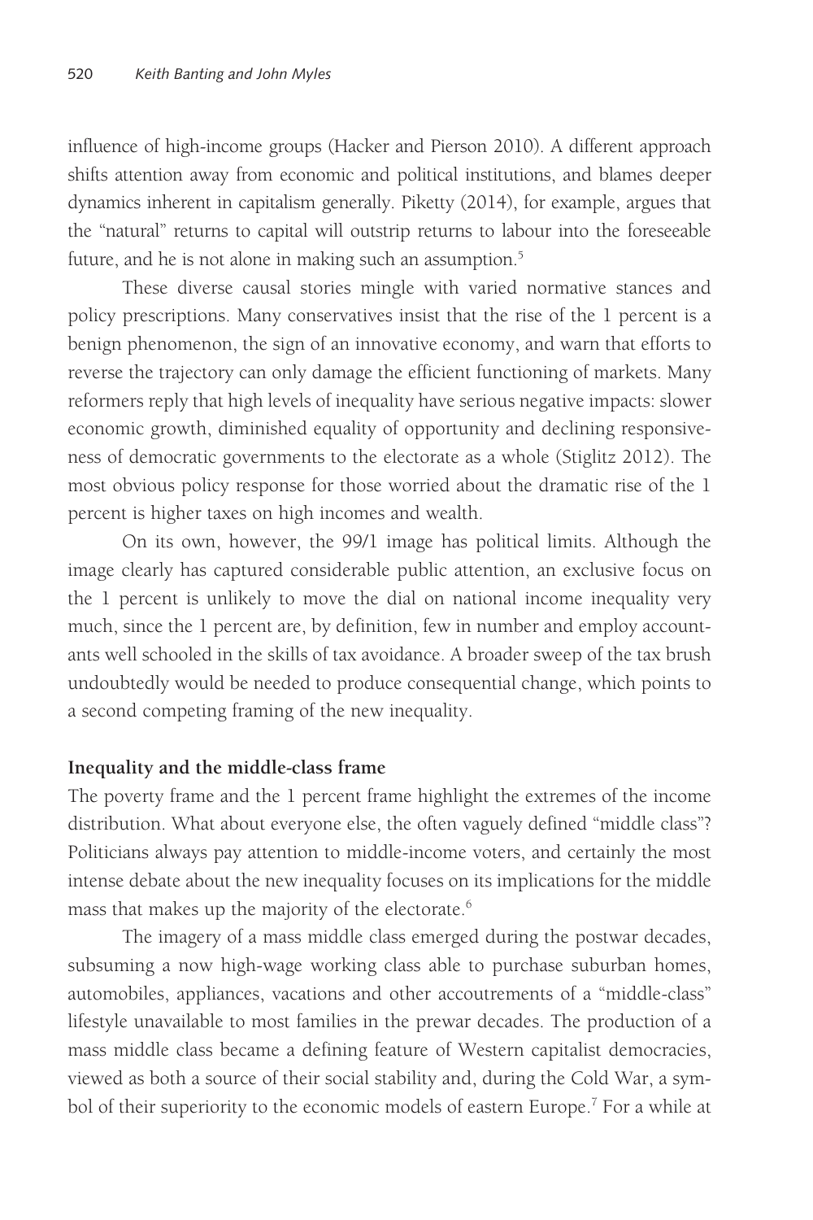influence of high-income groups (Hacker and Pierson 2010). A different approach shifts attention away from economic and political institutions, and blames deeper dynamics inherent in capitalism generally. Piketty (2014), for example, argues that the "natural" returns to capital will outstrip returns to labour into the foreseeable future, and he is not alone in making such an assumption.[5]

These diverse causal stories mingle with varied normative stances and policy prescriptions. Many conservatives insist that the rise of the 1 percent is a benign phenomenon, the sign of an innovative economy, and warn that efforts to reverse the trajectory can only damage the efficient functioning of markets. Many reformers reply that high levels of inequality have serious negative impacts: slower economic growth, diminished equality of opportunity and declining responsiveness of democratic governments to the electorate as a whole (Stiglitz 2012). The most obvious policy response for those worried about the dramatic rise of the 1 percent is higher taxes on high incomes and wealth.

On its own, however, the 99/1 image has political limits. Although the image clearly has captured considerable public attention, an exclusive focus on the 1 percent is unlikely to move the dial on national income inequality very much, since the 1 percent are, by definition, few in number and employ accountants well schooled in the skills of tax avoidance. A broader sweep of the tax brush undoubtedly would be needed to produce consequential change, which points to a second competing framing of the new inequality.

### Inequality and the middle-class frame

The poverty frame and the 1 percent frame highlight the extremes of the income distribution. What about everyone else, the often vaguely defined "middle class"? Politicians always pay attention to middle-income voters, and certainly the most intense debate about the new inequality focuses on its implications for the middle mass that makes up the majority of the electorate.[6]

The imagery of a mass middle class emerged during the postwar decades, subsuming a now high-wage working class able to purchase suburban homes, automobiles, appliances, vacations and other accoutrements of a "middle-class" lifestyle unavailable to most families in the prewar decades. The production of a mass middle class became a defining feature of Western capitalist democracies, viewed as both a source of their social stability and, during the Cold War, a symbol of their superiority to the economic models of eastern Europe.[7] For a while at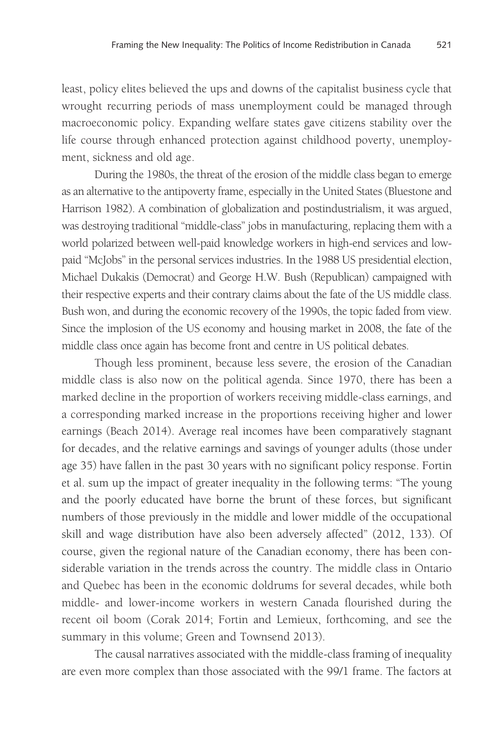least, policy elites believed the ups and downs of the capitalist business cycle that wrought recurring periods of mass unemployment could be managed through macroeconomic policy. Expanding welfare states gave citizens stability over the life course through enhanced protection against childhood poverty, unemployment, sickness and old age.

During the 1980s, the threat of the erosion of the middle class began to emerge as an alternative to the antipoverty frame, especially in the United States (Bluestone and Harrison 1982). A combination of globalization and postindustrialism, it was argued, was destroying traditional "middle-class" jobs in manufacturing, replacing them with a world polarized between well-paid knowledge workers in high-end services and low-paid "McJobs" in the personal services industries. In the 1988 US presidential election, Michael Dukakis (Democrat) and George H.W. Bush (Republican) campaigned with their respective experts and their contrary claims about the fate of the US middle class. Bush won, and during the economic recovery of the 1990s, the topic faded from view. Since the implosion of the US economy and housing market in 2008, the fate of the middle class once again has become front and centre in US political debates.

Though less prominent, because less severe, the erosion of the Canadian middle class is also now on the political agenda. Since 1970, there has been a marked decline in the proportion of workers receiving middle-class earnings, and a corresponding marked increase in the proportions receiving higher and lower earnings (Beach 2014). Average real incomes have been comparatively stagnant for decades, and the relative earnings and savings of younger adults (those under age 35) have fallen in the past 30 years with no significant policy response. Fortin et al. sum up the impact of greater inequality in the following terms: "The young and the poorly educated have borne the brunt of these forces, but significant numbers of those previously in the middle and lower middle of the occupational skill and wage distribution have also been adversely affected" (2012, 133). Of course, given the regional nature of the Canadian economy, there has been considerable variation in the trends across the country. The middle class in Ontario and Quebec has been in the economic doldrums for several decades, while both middle- and lower-income workers in western Canada flourished during the recent oil boom (Corak 2014; Fortin and Lemieux, forthcoming, and see the summary in this volume; Green and Townsend 2013).

The causal narratives associated with the middle-class framing of inequality are even more complex than those associated with the 99/1 frame. The factors at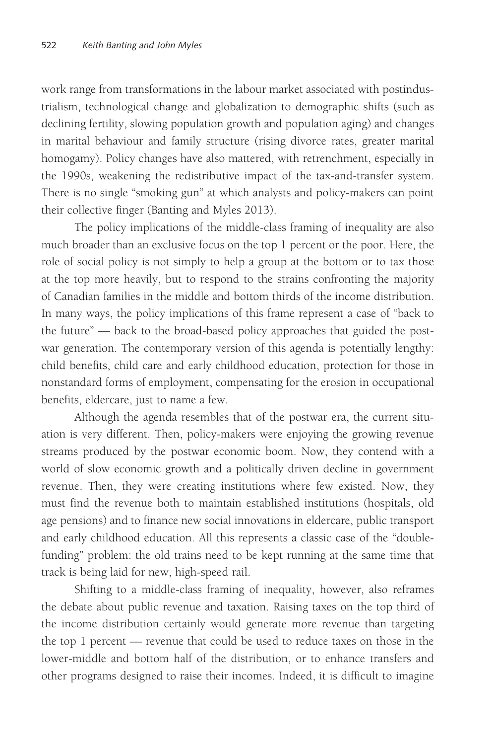work range from transformations in the labour market associated with postindustrialism, technological change and globalization to demographic shifts (such as declining fertility, slowing population growth and population aging) and changes in marital behaviour and family structure (rising divorce rates, greater marital homogamy). Policy changes have also mattered, with retrenchment, especially in the 1990s, weakening the redistributive impact of the tax-and-transfer system. There is no single "smoking gun" at which analysts and policy-makers can point their collective finger (Banting and Myles 2013).

The policy implications of the middle-class framing of inequality are also much broader than an exclusive focus on the top 1 percent or the poor. Here, the role of social policy is not simply to help a group at the bottom or to tax those at the top more heavily, but to respond to the strains confronting the majority of Canadian families in the middle and bottom thirds of the income distribution. In many ways, the policy implications of this frame represent a case of "back to the future" — back to the broad-based policy approaches that guided the postwar generation. The contemporary version of this agenda is potentially lengthy: child benefits, child care and early childhood education, protection for those in nonstandard forms of employment, compensating for the erosion in occupational benefits, eldercare, just to name a few.

Although the agenda resembles that of the postwar era, the current situation is very different. Then, policy-makers were enjoying the growing revenue streams produced by the postwar economic boom. Now, they contend with a world of slow economic growth and a politically driven decline in government revenue. Then, they were creating institutions where few existed. Now, they must find the revenue both to maintain established institutions (hospitals, old age pensions) and to finance new social innovations in eldercare, public transport and early childhood education. All this represents a classic case of the "double-funding" problem: the old trains need to be kept running at the same time that track is being laid for new, high-speed rail.

Shifting to a middle-class framing of inequality, however, also reframes the debate about public revenue and taxation. Raising taxes on the top third of the income distribution certainly would generate more revenue than targeting the top 1 percent — revenue that could be used to reduce taxes on those in the lower-middle and bottom half of the distribution, or to enhance transfers and other programs designed to raise their incomes. Indeed, it is difficult to imagine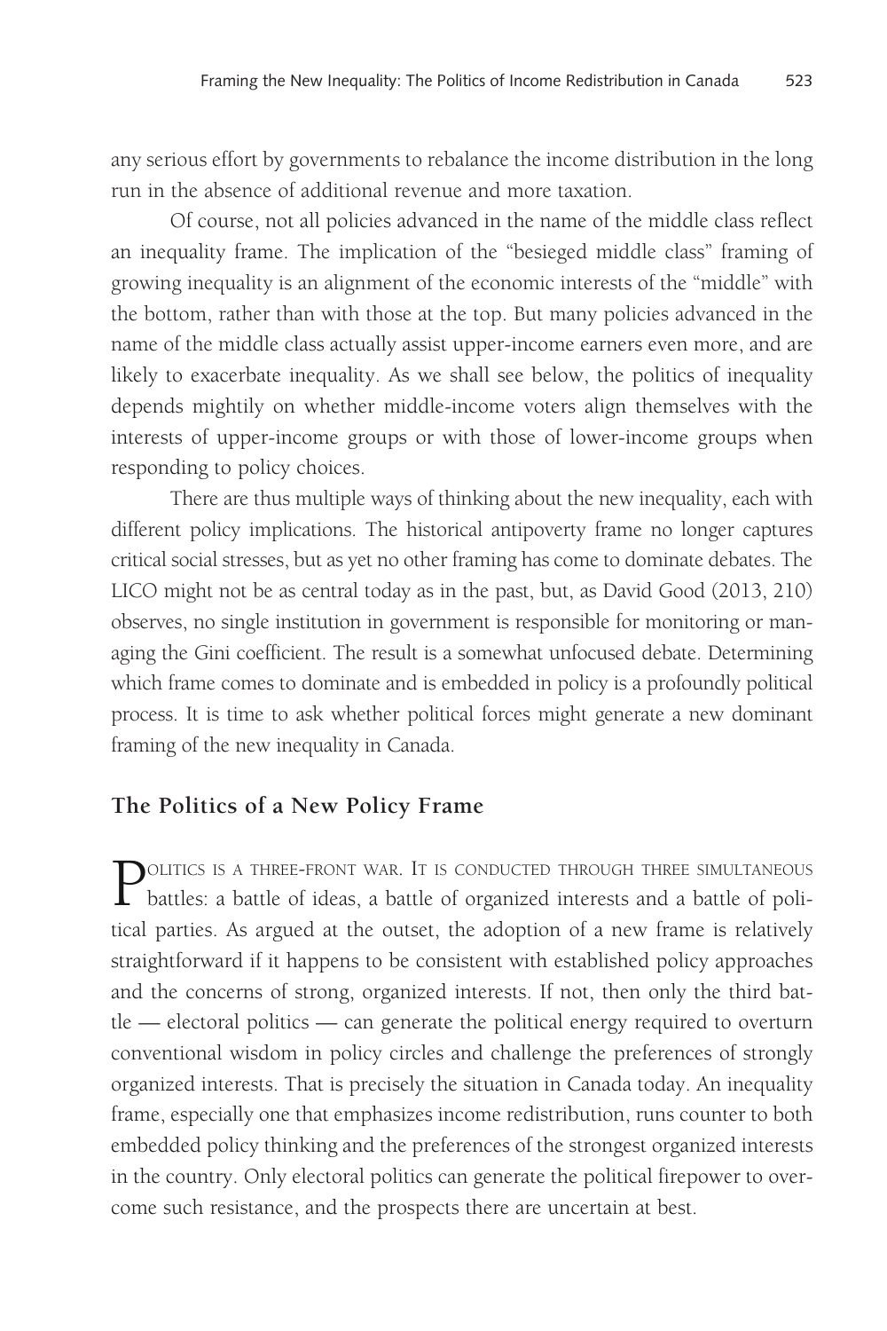any serious effort by governments to rebalance the income distribution in the long run in the absence of additional revenue and more taxation.

Of course, not all policies advanced in the name of the middle class reflect an inequality frame. The implication of the "besieged middle class" framing of growing inequality is an alignment of the economic interests of the "middle" with the bottom, rather than with those at the top. But many policies advanced in the name of the middle class actually assist upper-income earners even more, and are likely to exacerbate inequality. As we shall see below, the politics of inequality depends mightily on whether middle-income voters align themselves with the interests of upper-income groups or with those of lower-income groups when responding to policy choices.

There are thus multiple ways of thinking about the new inequality, each with different policy implications. The historical antipoverty frame no longer captures critical social stresses, but as yet no other framing has come to dominate debates. The LICO might not be as central today as in the past, but, as David Good (2013, 210) observes, no single institution in government is responsible for monitoring or managing the Gini coefficient. The result is a somewhat unfocused debate. Determining which frame comes to dominate and is embedded in policy is a profoundly political process. It is time to ask whether political forces might generate a new dominant framing of the new inequality in Canada.

## The Politics of a New Policy Frame

Politics is a three-front war. It is conducted through three simultaneous battles: a battle of ideas, a battle of organized interests and a battle of political parties. As argued at the outset, the adoption of a new frame is relatively straightforward if it happens to be consistent with established policy approaches and the concerns of strong, organized interests. If not, then only the third battle — electoral politics — can generate the political energy required to overturn conventional wisdom in policy circles and challenge the preferences of strongly organized interests. That is precisely the situation in Canada today. An inequality frame, especially one that emphasizes income redistribution, runs counter to both embedded policy thinking and the preferences of the strongest organized interests in the country. Only electoral politics can generate the political firepower to overcome such resistance, and the prospects there are uncertain at best.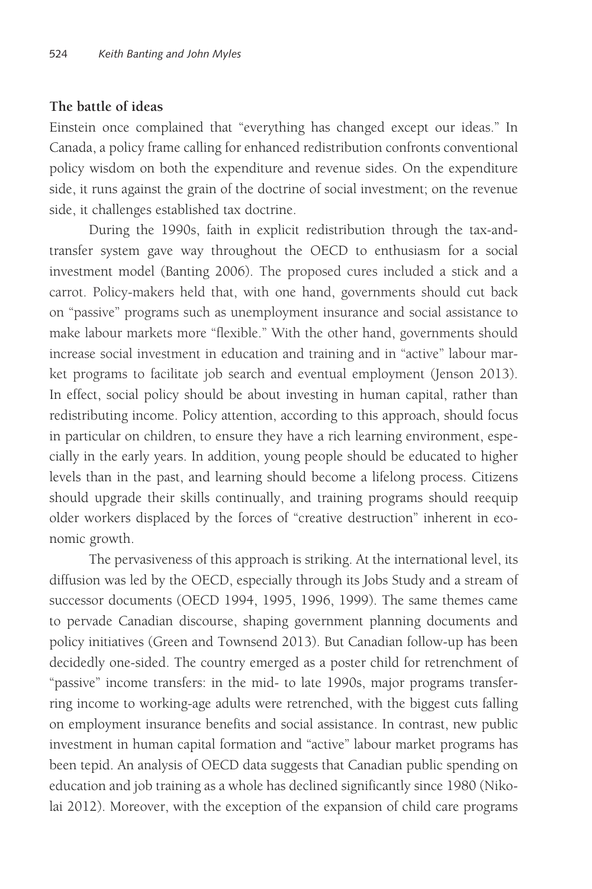### The battle of ideas

Einstein once complained that "everything has changed except our ideas." In Canada, a policy frame calling for enhanced redistribution confronts conventional policy wisdom on both the expenditure and revenue sides. On the expenditure side, it runs against the grain of the doctrine of social investment; on the revenue side, it challenges established tax doctrine.

During the 1990s, faith in explicit redistribution through the tax-and-transfer system gave way throughout the OECD to enthusiasm for a social investment model (Banting 2006). The proposed cures included a stick and a carrot. Policy-makers held that, with one hand, governments should cut back on "passive" programs such as unemployment insurance and social assistance to make labour markets more "flexible." With the other hand, governments should increase social investment in education and training and in "active" labour market programs to facilitate job search and eventual employment (Jenson 2013). In effect, social policy should be about investing in human capital, rather than redistributing income. Policy attention, according to this approach, should focus in particular on children, to ensure they have a rich learning environment, especially in the early years. In addition, young people should be educated to higher levels than in the past, and learning should become a lifelong process. Citizens should upgrade their skills continually, and training programs should reequip older workers displaced by the forces of "creative destruction" inherent in economic growth.

The pervasiveness of this approach is striking. At the international level, its diffusion was led by the OECD, especially through its Jobs Study and a stream of successor documents (OECD 1994, 1995, 1996, 1999). The same themes came to pervade Canadian discourse, shaping government planning documents and policy initiatives (Green and Townsend 2013). But Canadian follow-up has been decidedly one-sided. The country emerged as a poster child for retrenchment of "passive" income transfers: in the mid- to late 1990s, major programs transferring income to working-age adults were retrenched, with the biggest cuts falling on employment insurance benefits and social assistance. In contrast, new public investment in human capital formation and "active" labour market programs has been tepid. An analysis of OECD data suggests that Canadian public spending on education and job training as a whole has declined significantly since 1980 (Nikolai 2012). Moreover, with the exception of the expansion of child care programs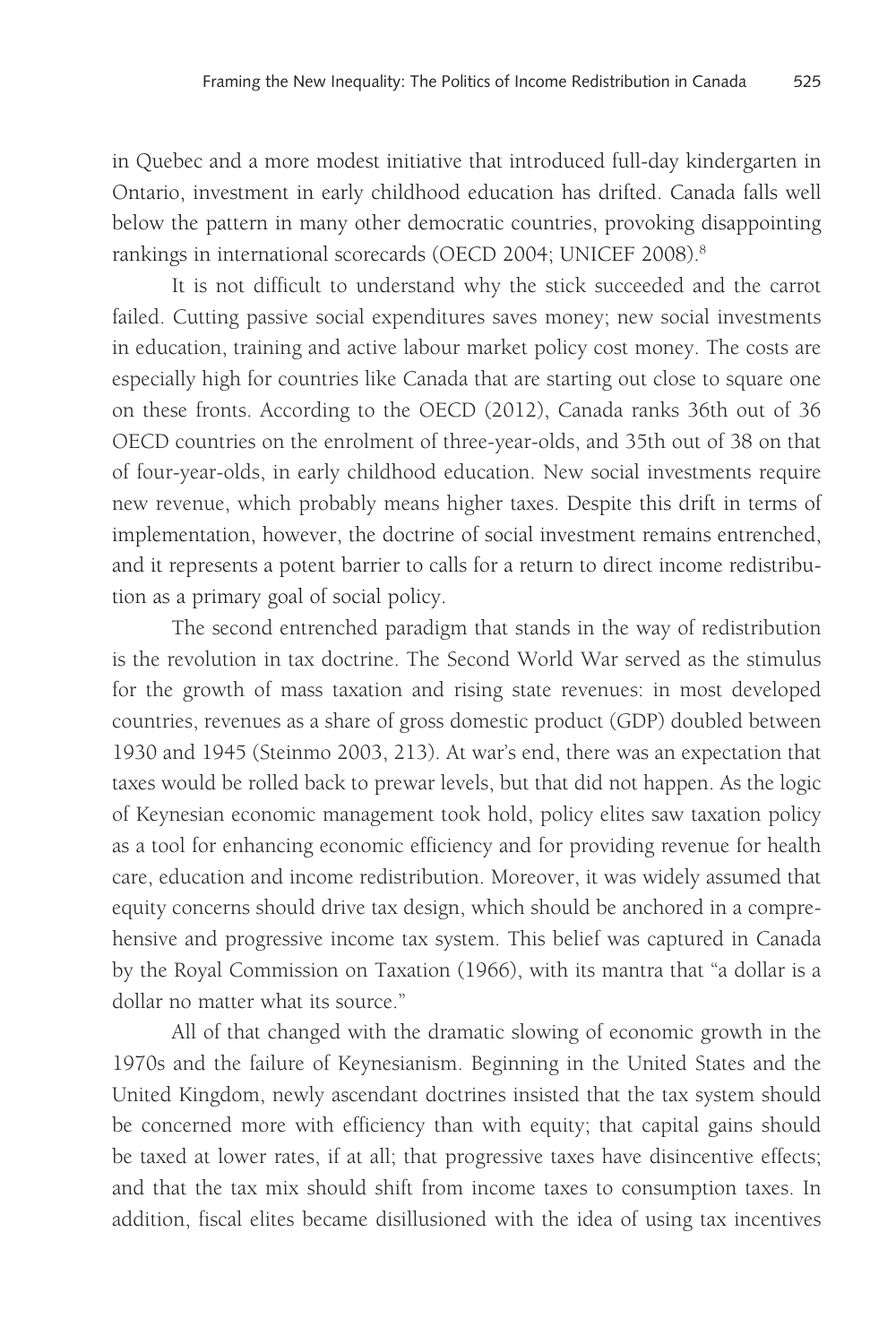in Quebec and a more modest initiative that introduced full-day kindergarten in Ontario, investment in early childhood education has drifted. Canada falls well below the pattern in many other democratic countries, provoking disappointing rankings in international scorecards (OECD 2004; UNICEF 2008).[8]

It is not difficult to understand why the stick succeeded and the carrot failed. Cutting passive social expenditures saves money; new social investments in education, training and active labour market policy cost money. The costs are especially high for countries like Canada that are starting out close to square one on these fronts. According to the OECD (2012), Canada ranks 36th out of 36 OECD countries on the enrolment of three-year-olds, and 35th out of 38 on that of four-year-olds, in early childhood education. New social investments require new revenue, which probably means higher taxes. Despite this drift in terms of implementation, however, the doctrine of social investment remains entrenched, and it represents a potent barrier to calls for a return to direct income redistribution as a primary goal of social policy.

The second entrenched paradigm that stands in the way of redistribution is the revolution in tax doctrine. The Second World War served as the stimulus for the growth of mass taxation and rising state revenues: in most developed countries, revenues as a share of gross domestic product (GDP) doubled between 1930 and 1945 (Steinmo 2003, 213). At war's end, there was an expectation that taxes would be rolled back to prewar levels, but that did not happen. As the logic of Keynesian economic management took hold, policy elites saw taxation policy as a tool for enhancing economic efficiency and for providing revenue for health care, education and income redistribution. Moreover, it was widely assumed that equity concerns should drive tax design, which should be anchored in a comprehensive and progressive income tax system. This belief was captured in Canada by the Royal Commission on Taxation (1966), with its mantra that "a dollar is a dollar no matter what its source."

All of that changed with the dramatic slowing of economic growth in the 1970s and the failure of Keynesianism. Beginning in the United States and the United Kingdom, newly ascendant doctrines insisted that the tax system should be concerned more with efficiency than with equity; that capital gains should be taxed at lower rates, if at all; that progressive taxes have disincentive effects; and that the tax mix should shift from income taxes to consumption taxes. In addition, fiscal elites became disillusioned with the idea of using tax incentives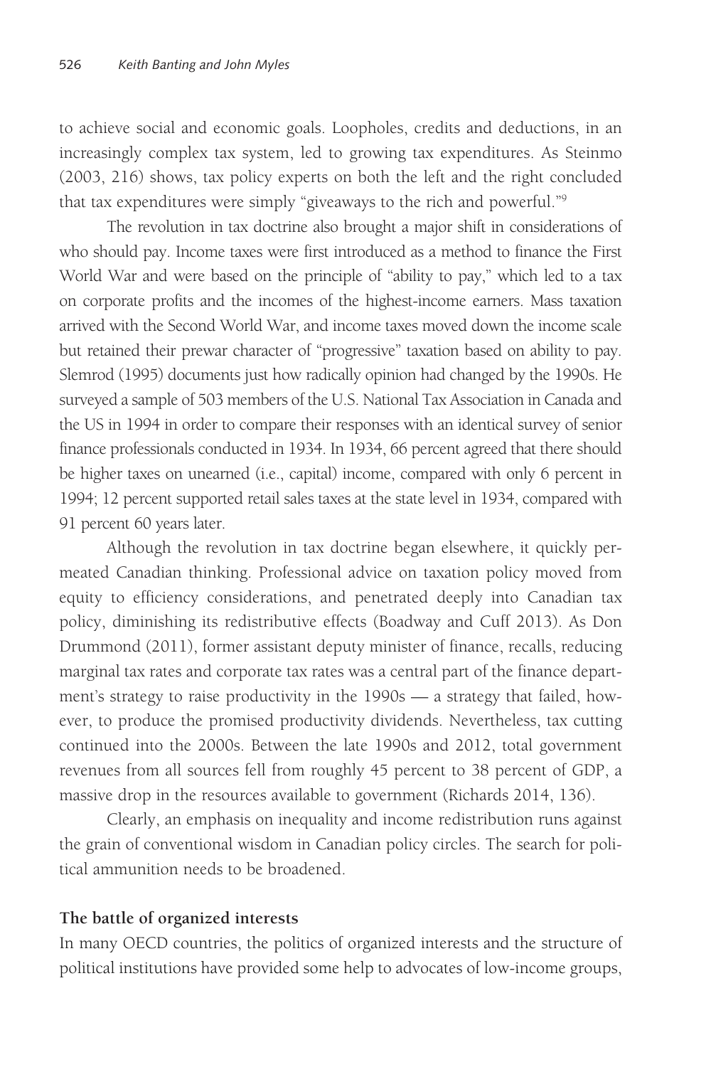to achieve social and economic goals. Loopholes, credits and deductions, in an increasingly complex tax system, led to growing tax expenditures. As Steinmo (2003, 216) shows, tax policy experts on both the left and the right concluded that tax expenditures were simply "giveaways to the rich and powerful."[9]

The revolution in tax doctrine also brought a major shift in considerations of who should pay. Income taxes were first introduced as a method to finance the First World War and were based on the principle of "ability to pay," which led to a tax on corporate profits and the incomes of the highest-income earners. Mass taxation arrived with the Second World War, and income taxes moved down the income scale but retained their prewar character of "progressive" taxation based on ability to pay. Slemrod (1995) documents just how radically opinion had changed by the 1990s. He surveyed a sample of 503 members of the U.S. National Tax Association in Canada and the US in 1994 in order to compare their responses with an identical survey of senior finance professionals conducted in 1934. In 1934, 66 percent agreed that there should be higher taxes on unearned (i.e., capital) income, compared with only 6 percent in 1994; 12 percent supported retail sales taxes at the state level in 1934, compared with 91 percent 60 years later.

Although the revolution in tax doctrine began elsewhere, it quickly permeated Canadian thinking. Professional advice on taxation policy moved from equity to efficiency considerations, and penetrated deeply into Canadian tax policy, diminishing its redistributive effects (Boadway and Cuff 2013). As Don Drummond (2011), former assistant deputy minister of finance, recalls, reducing marginal tax rates and corporate tax rates was a central part of the finance department's strategy to raise productivity in the 1990s — a strategy that failed, however, to produce the promised productivity dividends. Nevertheless, tax cutting continued into the 2000s. Between the late 1990s and 2012, total government revenues from all sources fell from roughly 45 percent to 38 percent of GDP, a massive drop in the resources available to government (Richards 2014, 136).

Clearly, an emphasis on inequality and income redistribution runs against the grain of conventional wisdom in Canadian policy circles. The search for political ammunition needs to be broadened.

### The battle of organized interests

In many OECD countries, the politics of organized interests and the structure of political institutions have provided some help to advocates of low-income groups,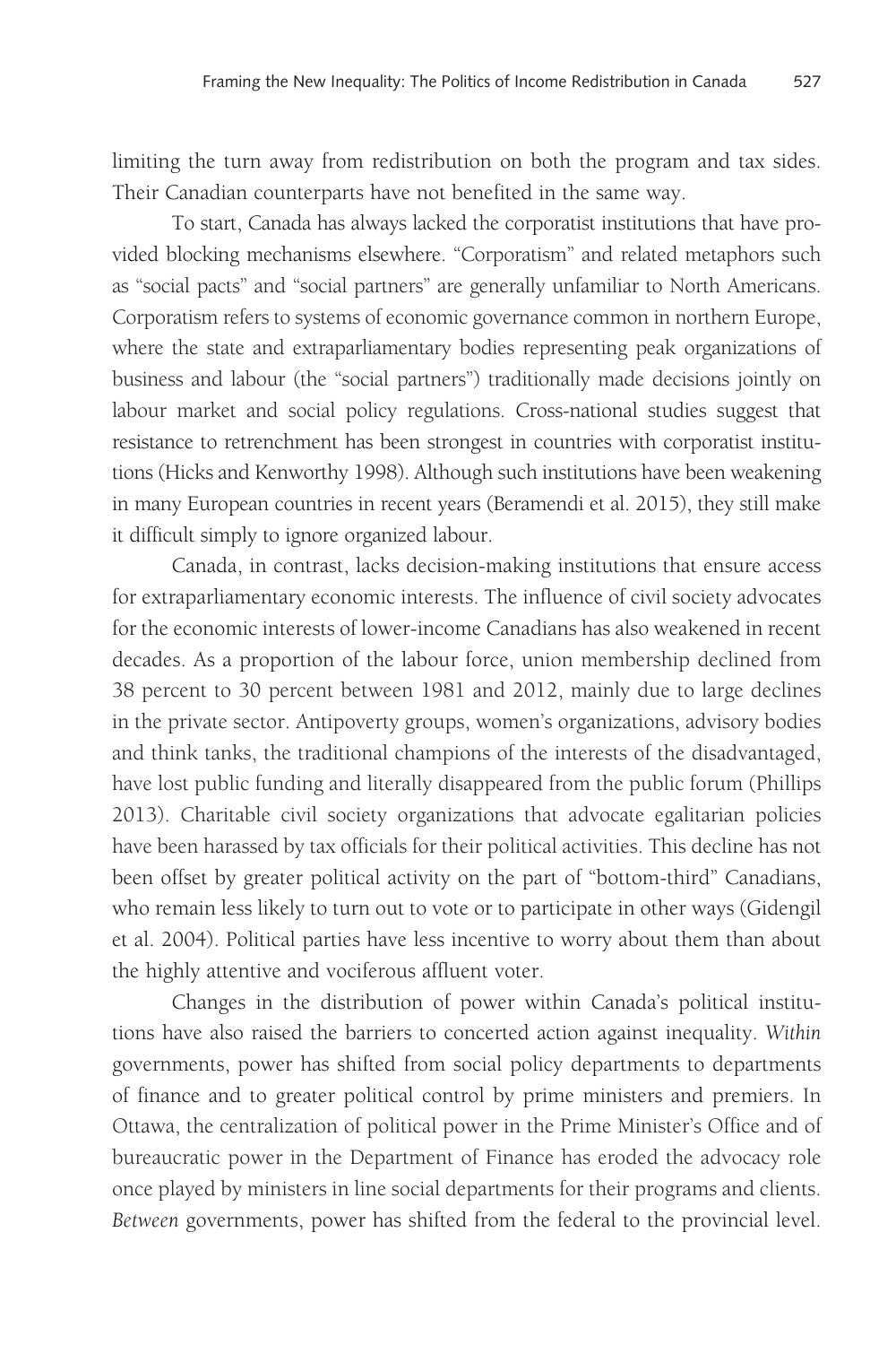limiting the turn away from redistribution on both the program and tax sides. Their Canadian counterparts have not benefited in the same way.

To start, Canada has always lacked the corporatist institutions that have provided blocking mechanisms elsewhere. "Corporatism" and related metaphors such as "social pacts" and "social partners" are generally unfamiliar to North Americans. Corporatism refers to systems of economic governance common in northern Europe, where the state and extraparliamentary bodies representing peak organizations of business and labour (the "social partners") traditionally made decisions jointly on labour market and social policy regulations. Cross-national studies suggest that resistance to retrenchment has been strongest in countries with corporatist institutions (Hicks and Kenworthy 1998). Although such institutions have been weakening in many European countries in recent years (Beramendi et al. 2015), they still make it difficult simply to ignore organized labour.

Canada, in contrast, lacks decision-making institutions that ensure access for extraparliamentary economic interests. The influence of civil society advocates for the economic interests of lower-income Canadians has also weakened in recent decades. As a proportion of the labour force, union membership declined from 38 percent to 30 percent between 1981 and 2012, mainly due to large declines in the private sector. Antipoverty groups, women's organizations, advisory bodies and think tanks, the traditional champions of the interests of the disadvantaged, have lost public funding and literally disappeared from the public forum (Phillips 2013). Charitable civil society organizations that advocate egalitarian policies have been harassed by tax officials for their political activities. This decline has not been offset by greater political activity on the part of "bottom-third" Canadians, who remain less likely to turn out to vote or to participate in other ways (Gidengil et al. 2004). Political parties have less incentive to worry about them than about the highly attentive and vociferous affluent voter.

Changes in the distribution of power within Canada's political institutions have also raised the barriers to concerted action against inequality. *Within* governments, power has shifted from social policy departments to departments of finance and to greater political control by prime ministers and premiers. In Ottawa, the centralization of political power in the Prime Minister's Office and of bureaucratic power in the Department of Finance has eroded the advocacy role once played by ministers in line social departments for their programs and clients. *Between* governments, power has shifted from the federal to the provincial level.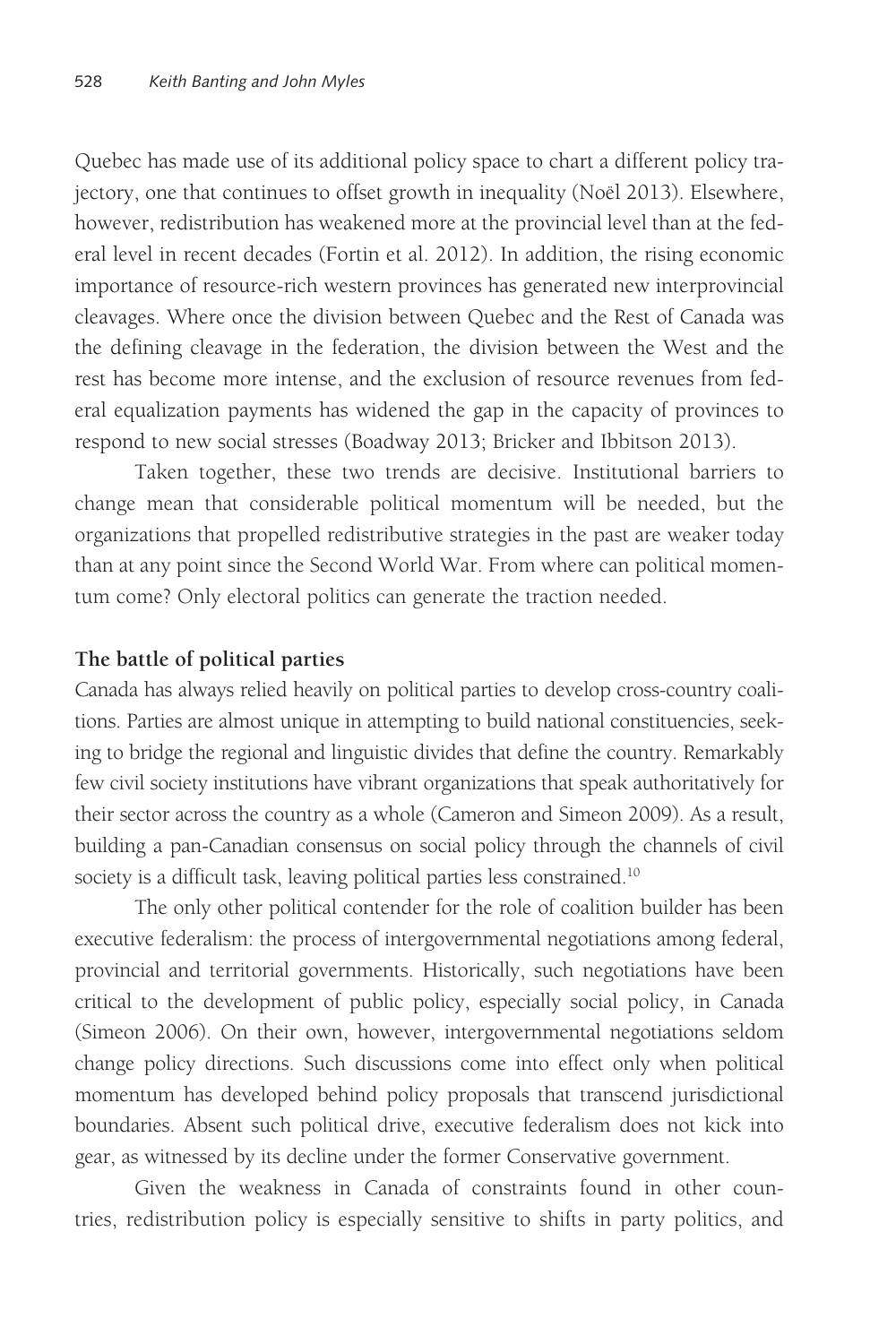Quebec has made use of its additional policy space to chart a different policy trajectory, one that continues to offset growth in inequality (Noël 2013). Elsewhere, however, redistribution has weakened more at the provincial level than at the federal level in recent decades (Fortin et al. 2012). In addition, the rising economic importance of resource-rich western provinces has generated new interprovincial cleavages. Where once the division between Quebec and the Rest of Canada was the defining cleavage in the federation, the division between the West and the rest has become more intense, and the exclusion of resource revenues from federal equalization payments has widened the gap in the capacity of provinces to respond to new social stresses (Boadway 2013; Bricker and Ibbitson 2013).

Taken together, these two trends are decisive. Institutional barriers to change mean that considerable political momentum will be needed, but the organizations that propelled redistributive strategies in the past are weaker today than at any point since the Second World War. From where can political momentum come? Only electoral politics can generate the traction needed.

### The battle of political parties

Canada has always relied heavily on political parties to develop cross-country coalitions. Parties are almost unique in attempting to build national constituencies, seeking to bridge the regional and linguistic divides that define the country. Remarkably few civil society institutions have vibrant organizations that speak authoritatively for their sector across the country as a whole (Cameron and Simeon 2009). As a result, building a pan-Canadian consensus on social policy through the channels of civil society is a difficult task, leaving political parties less constrained.[10]

The only other political contender for the role of coalition builder has been executive federalism: the process of intergovernmental negotiations among federal, provincial and territorial governments. Historically, such negotiations have been critical to the development of public policy, especially social policy, in Canada (Simeon 2006). On their own, however, intergovernmental negotiations seldom change policy directions. Such discussions come into effect only when political momentum has developed behind policy proposals that transcend jurisdictional boundaries. Absent such political drive, executive federalism does not kick into gear, as witnessed by its decline under the former Conservative government.

Given the weakness in Canada of constraints found in other countries, redistribution policy is especially sensitive to shifts in party politics, and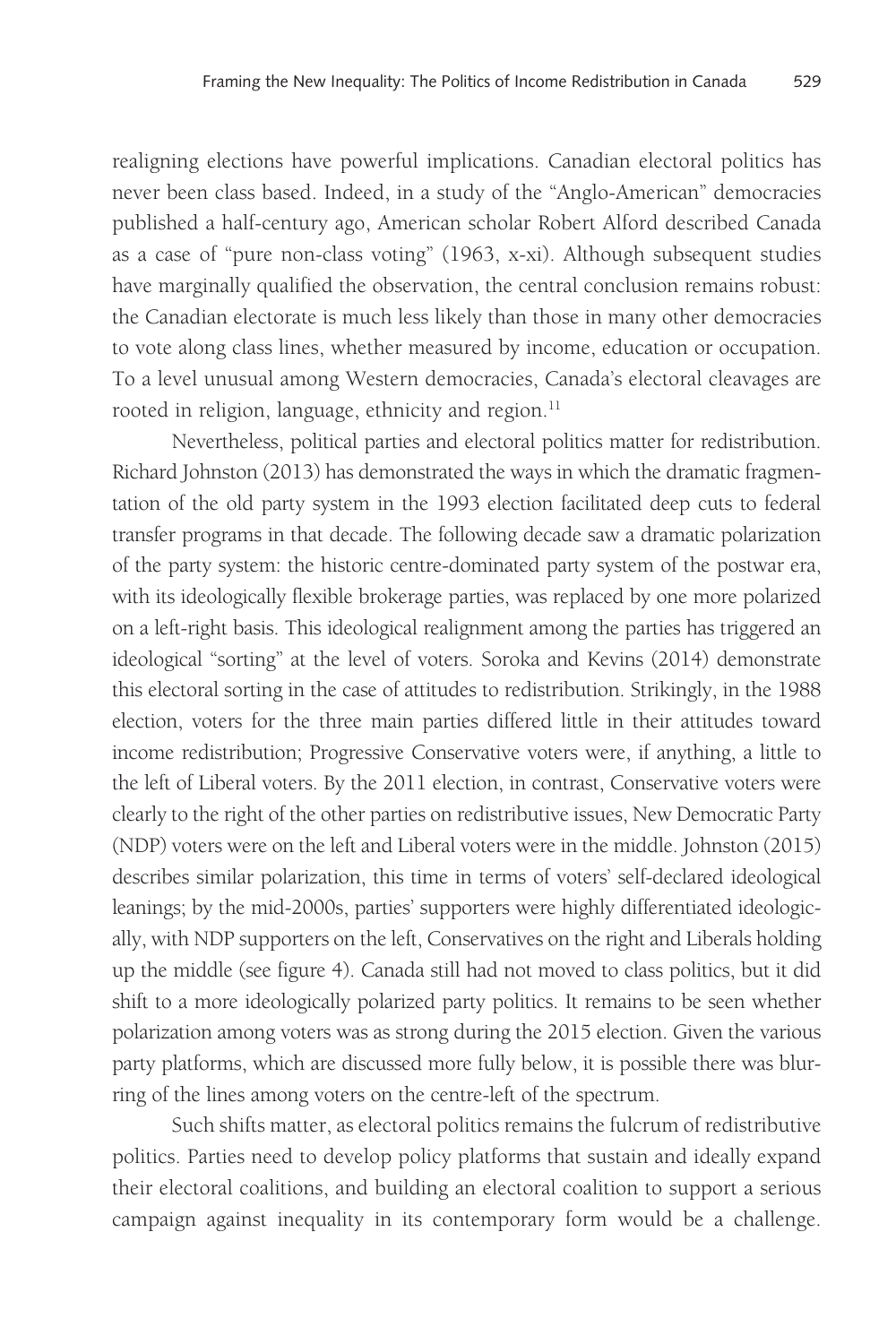realigning elections have powerful implications. Canadian electoral politics has never been class based. Indeed, in a study of the "Anglo-American" democracies published a half-century ago, American scholar Robert Alford described Canada as a case of "pure non-class voting" (1963, x-xi). Although subsequent studies have marginally qualified the observation, the central conclusion remains robust: the Canadian electorate is much less likely than those in many other democracies to vote along class lines, whether measured by income, education or occupation. To a level unusual among Western democracies, Canada's electoral cleavages are rooted in religion, language, ethnicity and region.[11]

Nevertheless, political parties and electoral politics matter for redistribution. Richard Johnston (2013) has demonstrated the ways in which the dramatic fragmentation of the old party system in the 1993 election facilitated deep cuts to federal transfer programs in that decade. The following decade saw a dramatic polarization of the party system: the historic centre-dominated party system of the postwar era, with its ideologically flexible brokerage parties, was replaced by one more polarized on a left-right basis. This ideological realignment among the parties has triggered an ideological "sorting" at the level of voters. Soroka and Kevins (2014) demonstrate this electoral sorting in the case of attitudes to redistribution. Strikingly, in the 1988 election, voters for the three main parties differed little in their attitudes toward income redistribution; Progressive Conservative voters were, if anything, a little to the left of Liberal voters. By the 2011 election, in contrast, Conservative voters were clearly to the right of the other parties on redistributive issues, New Democratic Party (NDP) voters were on the left and Liberal voters were in the middle. Johnston (2015) describes similar polarization, this time in terms of voters' self-declared ideological leanings; by the mid-2000s, parties' supporters were highly differentiated ideologically, with NDP supporters on the left, Conservatives on the right and Liberals holding up the middle (see figure 4). Canada still had not moved to class politics, but it did shift to a more ideologically polarized party politics. It remains to be seen whether polarization among voters was as strong during the 2015 election. Given the various party platforms, which are discussed more fully below, it is possible there was blurring of the lines among voters on the centre-left of the spectrum.

Such shifts matter, as electoral politics remains the fulcrum of redistributive politics. Parties need to develop policy platforms that sustain and ideally expand their electoral coalitions, and building an electoral coalition to support a serious campaign against inequality in its contemporary form would be a challenge.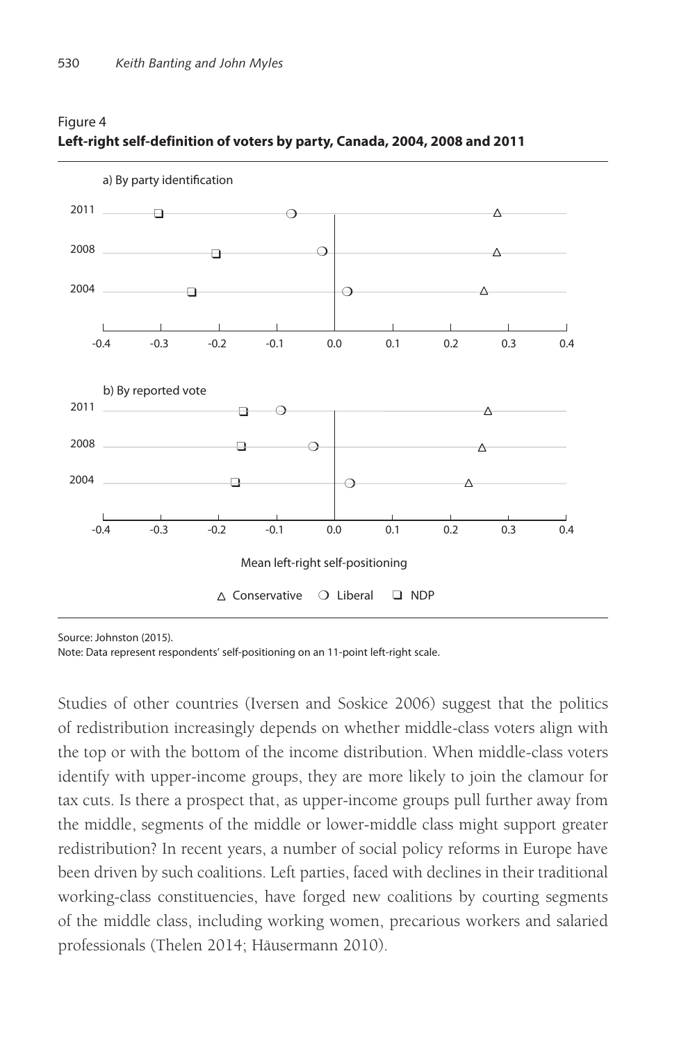Figure 4
**Left-right self-definition of voters by party, Canada, 2004, 2008 and 2011**

a) By party identification

b) By reported vote

Mean left-right self-positioning

△ Conservative ○ Liberal ❑ NDP

Source: Johnston (2015).
Note: Data represent respondents' self-positioning on an 11-point left-right scale.

Studies of other countries (Iversen and Soskice 2006) suggest that the politics of redistribution increasingly depends on whether middle-class voters align with the top or with the bottom of the income distribution. When middle-class voters identify with upper-income groups, they are more likely to join the clamour for tax cuts. Is there a prospect that, as upper-income groups pull further away from the middle, segments of the middle or lower-middle class might support greater redistribution? In recent years, a number of social policy reforms in Europe have been driven by such coalitions. Left parties, faced with declines in their traditional working-class constituencies, have forged new coalitions by courting segments of the middle class, including working women, precarious workers and salaried professionals (Thelen 2014; Häusermann 2010).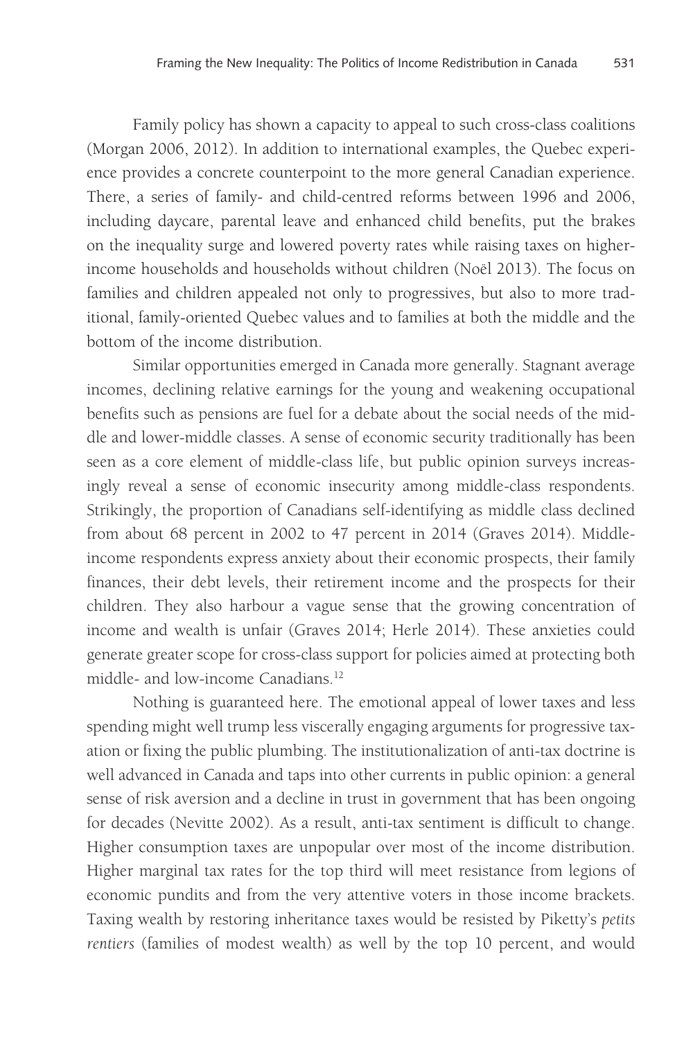Family policy has shown a capacity to appeal to such cross-class coalitions (Morgan 2006, 2012). In addition to international examples, the Quebec experience provides a concrete counterpoint to the more general Canadian experience. There, a series of family- and child-centred reforms between 1996 and 2006, including daycare, parental leave and enhanced child benefits, put the brakes on the inequality surge and lowered poverty rates while raising taxes on higher-income households and households without children (Noël 2013). The focus on families and children appealed not only to progressives, but also to more traditional, family-oriented Quebec values and to families at both the middle and the bottom of the income distribution.

Similar opportunities emerged in Canada more generally. Stagnant average incomes, declining relative earnings for the young and weakening occupational benefits such as pensions are fuel for a debate about the social needs of the middle and lower-middle classes. A sense of economic security traditionally has been seen as a core element of middle-class life, but public opinion surveys increasingly reveal a sense of economic insecurity among middle-class respondents. Strikingly, the proportion of Canadians self-identifying as middle class declined from about 68 percent in 2002 to 47 percent in 2014 (Graves 2014). Middle-income respondents express anxiety about their economic prospects, their family finances, their debt levels, their retirement income and the prospects for their children. They also harbour a vague sense that the growing concentration of income and wealth is unfair (Graves 2014; Herle 2014). These anxieties could generate greater scope for cross-class support for policies aimed at protecting both middle- and low-income Canadians.[12]

Nothing is guaranteed here. The emotional appeal of lower taxes and less spending might well trump less viscerally engaging arguments for progressive taxation or fixing the public plumbing. The institutionalization of anti-tax doctrine is well advanced in Canada and taps into other currents in public opinion: a general sense of risk aversion and a decline in trust in government that has been ongoing for decades (Nevitte 2002). As a result, anti-tax sentiment is difficult to change. Higher consumption taxes are unpopular over most of the income distribution. Higher marginal tax rates for the top third will meet resistance from legions of economic pundits and from the very attentive voters in those income brackets. Taxing wealth by restoring inheritance taxes would be resisted by Piketty's *petits rentiers* (families of modest wealth) as well by the top 10 percent, and would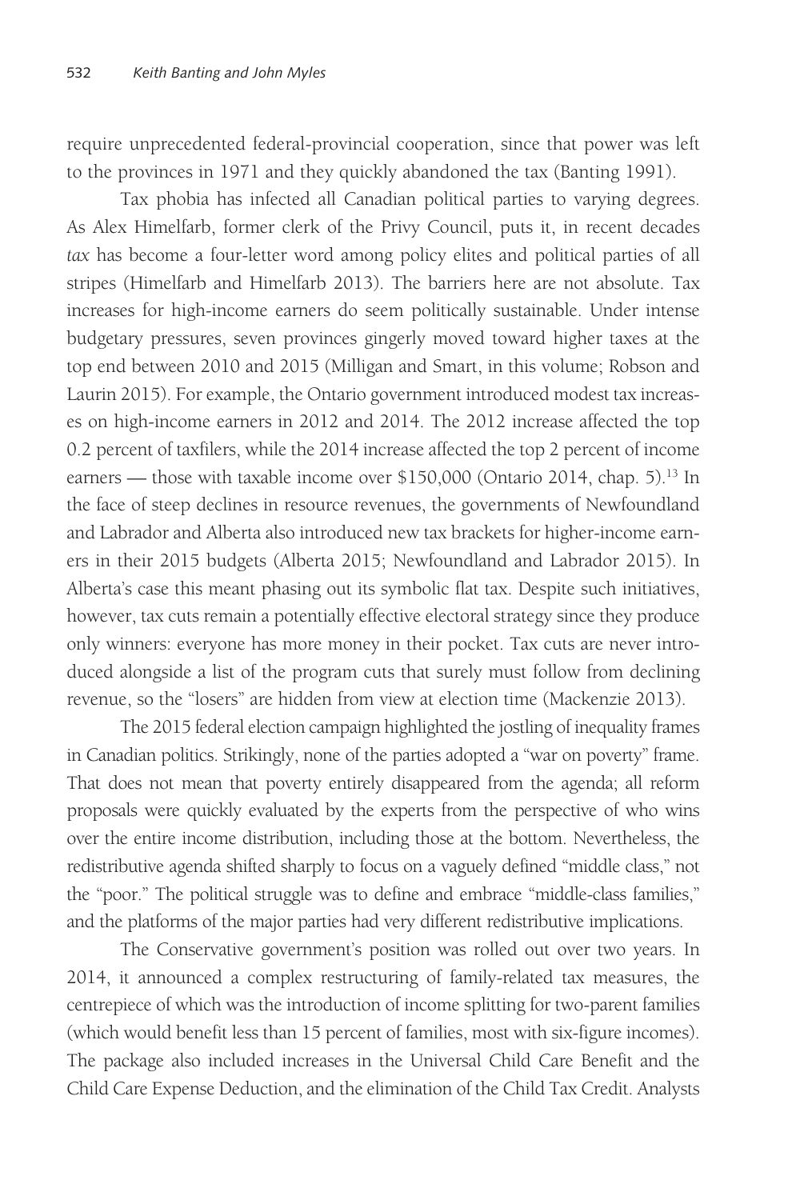require unprecedented federal-provincial cooperation, since that power was left to the provinces in 1971 and they quickly abandoned the tax (Banting 1991).

Tax phobia has infected all Canadian political parties to varying degrees. As Alex Himelfarb, former clerk of the Privy Council, puts it, in recent decades *tax* has become a four-letter word among policy elites and political parties of all stripes (Himelfarb and Himelfarb 2013). The barriers here are not absolute. Tax increases for high-income earners do seem politically sustainable. Under intense budgetary pressures, seven provinces gingerly moved toward higher taxes at the top end between 2010 and 2015 (Milligan and Smart, in this volume; Robson and Laurin 2015). For example, the Ontario government introduced modest tax increases on high-income earners in 2012 and 2014. The 2012 increase affected the top 0.2 percent of taxfilers, while the 2014 increase affected the top 2 percent of income earners — those with taxable income over $150,000 (Ontario 2014, chap. 5).[13] In the face of steep declines in resource revenues, the governments of Newfoundland and Labrador and Alberta also introduced new tax brackets for higher-income earners in their 2015 budgets (Alberta 2015; Newfoundland and Labrador 2015). In Alberta's case this meant phasing out its symbolic flat tax. Despite such initiatives, however, tax cuts remain a potentially effective electoral strategy since they produce only winners: everyone has more money in their pocket. Tax cuts are never introduced alongside a list of the program cuts that surely must follow from declining revenue, so the "losers" are hidden from view at election time (Mackenzie 2013).

The 2015 federal election campaign highlighted the jostling of inequality frames in Canadian politics. Strikingly, none of the parties adopted a "war on poverty" frame. That does not mean that poverty entirely disappeared from the agenda; all reform proposals were quickly evaluated by the experts from the perspective of who wins over the entire income distribution, including those at the bottom. Nevertheless, the redistributive agenda shifted sharply to focus on a vaguely defined "middle class," not the "poor." The political struggle was to define and embrace "middle-class families," and the platforms of the major parties had very different redistributive implications.

The Conservative government's position was rolled out over two years. In 2014, it announced a complex restructuring of family-related tax measures, the centrepiece of which was the introduction of income splitting for two-parent families (which would benefit less than 15 percent of families, most with six-figure incomes). The package also included increases in the Universal Child Care Benefit and the Child Care Expense Deduction, and the elimination of the Child Tax Credit. Analysts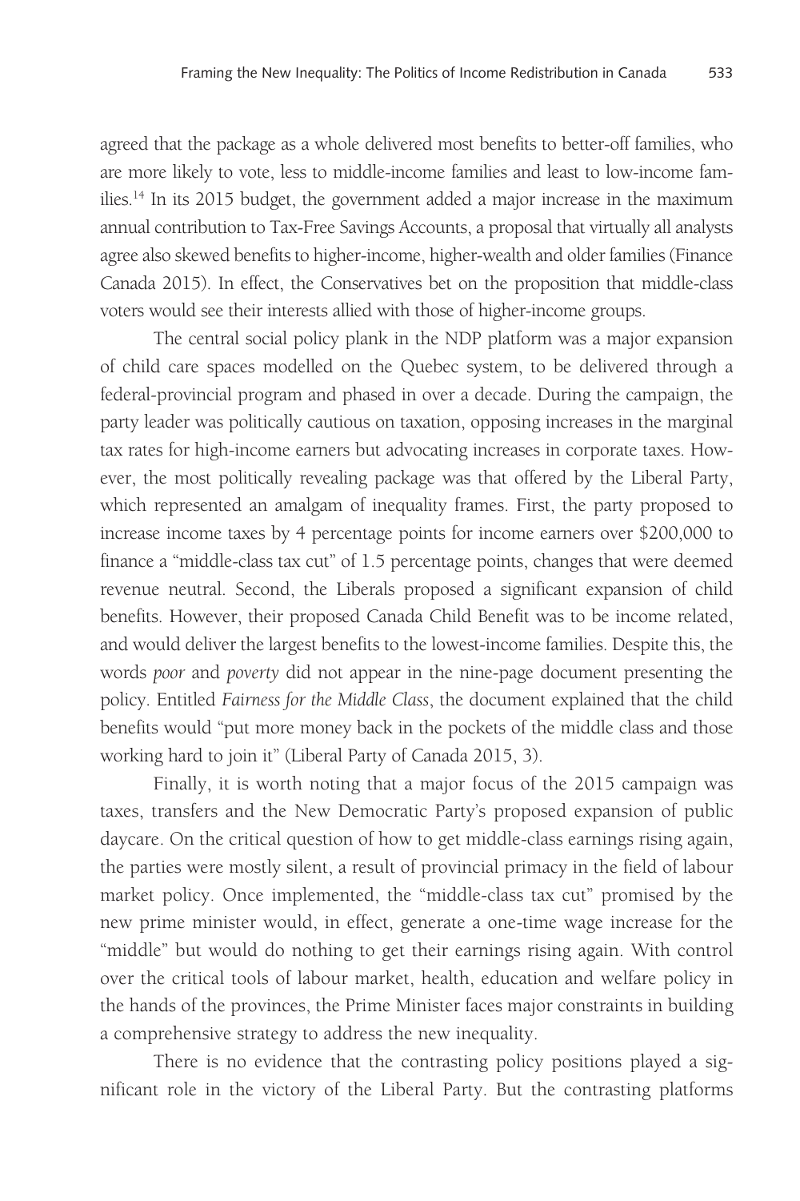agreed that the package as a whole delivered most benefits to better-off families, who are more likely to vote, less to middle-income families and least to low-income families.[14] In its 2015 budget, the government added a major increase in the maximum annual contribution to Tax-Free Savings Accounts, a proposal that virtually all analysts agree also skewed benefits to higher-income, higher-wealth and older families (Finance Canada 2015). In effect, the Conservatives bet on the proposition that middle-class voters would see their interests allied with those of higher-income groups.

The central social policy plank in the NDP platform was a major expansion of child care spaces modelled on the Quebec system, to be delivered through a federal-provincial program and phased in over a decade. During the campaign, the party leader was politically cautious on taxation, opposing increases in the marginal tax rates for high-income earners but advocating increases in corporate taxes. However, the most politically revealing package was that offered by the Liberal Party, which represented an amalgam of inequality frames. First, the party proposed to increase income taxes by 4 percentage points for income earners over $200,000 to finance a "middle-class tax cut" of 1.5 percentage points, changes that were deemed revenue neutral. Second, the Liberals proposed a significant expansion of child benefits. However, their proposed Canada Child Benefit was to be income related, and would deliver the largest benefits to the lowest-income families. Despite this, the words *poor* and *poverty* did not appear in the nine-page document presenting the policy. Entitled *Fairness for the Middle Class*, the document explained that the child benefits would "put more money back in the pockets of the middle class and those working hard to join it" (Liberal Party of Canada 2015, 3).

Finally, it is worth noting that a major focus of the 2015 campaign was taxes, transfers and the New Democratic Party's proposed expansion of public daycare. On the critical question of how to get middle-class earnings rising again, the parties were mostly silent, a result of provincial primacy in the field of labour market policy. Once implemented, the "middle-class tax cut" promised by the new prime minister would, in effect, generate a one-time wage increase for the "middle" but would do nothing to get their earnings rising again. With control over the critical tools of labour market, health, education and welfare policy in the hands of the provinces, the Prime Minister faces major constraints in building a comprehensive strategy to address the new inequality.

There is no evidence that the contrasting policy positions played a significant role in the victory of the Liberal Party. But the contrasting platforms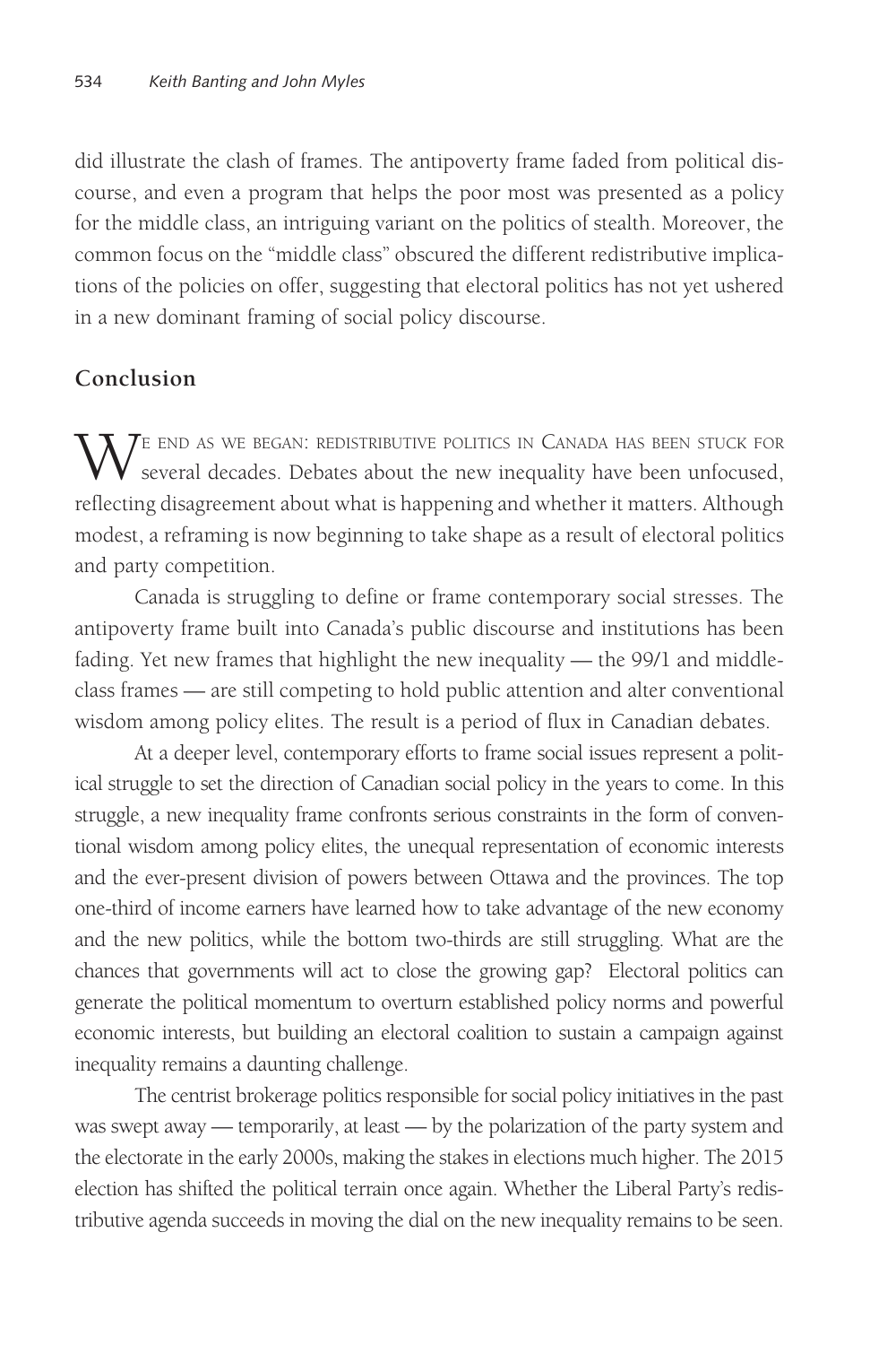did illustrate the clash of frames. The antipoverty frame faded from political discourse, and even a program that helps the poor most was presented as a policy for the middle class, an intriguing variant on the politics of stealth. Moreover, the common focus on the "middle class" obscured the different redistributive implications of the policies on offer, suggesting that electoral politics has not yet ushered in a new dominant framing of social policy discourse.

## Conclusion

We end as we began: redistributive politics in Canada has been stuck for several decades. Debates about the new inequality have been unfocused, reflecting disagreement about what is happening and whether it matters. Although modest, a reframing is now beginning to take shape as a result of electoral politics and party competition.

Canada is struggling to define or frame contemporary social stresses. The antipoverty frame built into Canada's public discourse and institutions has been fading. Yet new frames that highlight the new inequality — the 99/1 and middle-class frames — are still competing to hold public attention and alter conventional wisdom among policy elites. The result is a period of flux in Canadian debates.

At a deeper level, contemporary efforts to frame social issues represent a political struggle to set the direction of Canadian social policy in the years to come. In this struggle, a new inequality frame confronts serious constraints in the form of conventional wisdom among policy elites, the unequal representation of economic interests and the ever-present division of powers between Ottawa and the provinces. The top one-third of income earners have learned how to take advantage of the new economy and the new politics, while the bottom two-thirds are still struggling. What are the chances that governments will act to close the growing gap? Electoral politics can generate the political momentum to overturn established policy norms and powerful economic interests, but building an electoral coalition to sustain a campaign against inequality remains a daunting challenge.

The centrist brokerage politics responsible for social policy initiatives in the past was swept away — temporarily, at least — by the polarization of the party system and the electorate in the early 2000s, making the stakes in elections much higher. The 2015 election has shifted the political terrain once again. Whether the Liberal Party's redistributive agenda succeeds in moving the dial on the new inequality remains to be seen.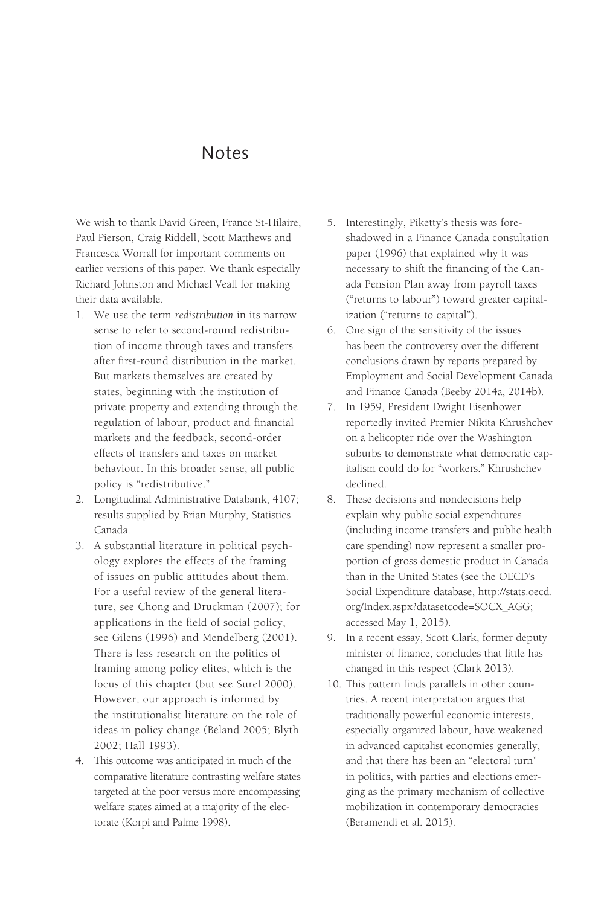# Notes

We wish to thank David Green, France St-Hilaire, Paul Pierson, Craig Riddell, Scott Matthews and Francesca Worrall for important comments on earlier versions of this paper. We thank especially Richard Johnston and Michael Veall for making their data available.

1. We use the term *redistribution* in its narrow sense to refer to second-round redistribution of income through taxes and transfers after first-round distribution in the market. But markets themselves are created by states, beginning with the institution of private property and extending through the regulation of labour, product and financial markets and the feedback, second-order effects of transfers and taxes on market behaviour. In this broader sense, all public policy is "redistributive."
2. Longitudinal Administrative Databank, 4107; results supplied by Brian Murphy, Statistics Canada.
3. A substantial literature in political psychology explores the effects of the framing of issues on public attitudes about them. For a useful review of the general literature, see Chong and Druckman (2007); for applications in the field of social policy, see Gilens (1996) and Mendelberg (2001). There is less research on the politics of framing among policy elites, which is the focus of this chapter (but see Surel 2000). However, our approach is informed by the institutionalist literature on the role of ideas in policy change (Béland 2005; Blyth 2002; Hall 1993).
4. This outcome was anticipated in much of the comparative literature contrasting welfare states targeted at the poor versus more encompassing welfare states aimed at a majority of the electorate (Korpi and Palme 1998).
5. Interestingly, Piketty's thesis was foreshadowed in a Finance Canada consultation paper (1996) that explained why it was necessary to shift the financing of the Canada Pension Plan away from payroll taxes ("returns to labour") toward greater capitalization ("returns to capital").
6. One sign of the sensitivity of the issues has been the controversy over the different conclusions drawn by reports prepared by Employment and Social Development Canada and Finance Canada (Beeby 2014a, 2014b).
7. In 1959, President Dwight Eisenhower reportedly invited Premier Nikita Khrushchev on a helicopter ride over the Washington suburbs to demonstrate what democratic capitalism could do for "workers." Khrushchev declined.
8. These decisions and nondecisions help explain why public social expenditures (including income transfers and public health care spending) now represent a smaller proportion of gross domestic product in Canada than in the United States (see the OECD's Social Expenditure database, http://stats.oecd.org/Index.aspx?datasetcode=SOCX_AGG; accessed May 1, 2015).
9. In a recent essay, Scott Clark, former deputy minister of finance, concludes that little has changed in this respect (Clark 2013).
10. This pattern finds parallels in other countries. A recent interpretation argues that traditionally powerful economic interests, especially organized labour, have weakened in advanced capitalist economies generally, and that there has been an "electoral turn" in politics, with parties and elections emerging as the primary mechanism of collective mobilization in contemporary democracies (Beramendi et al. 2015).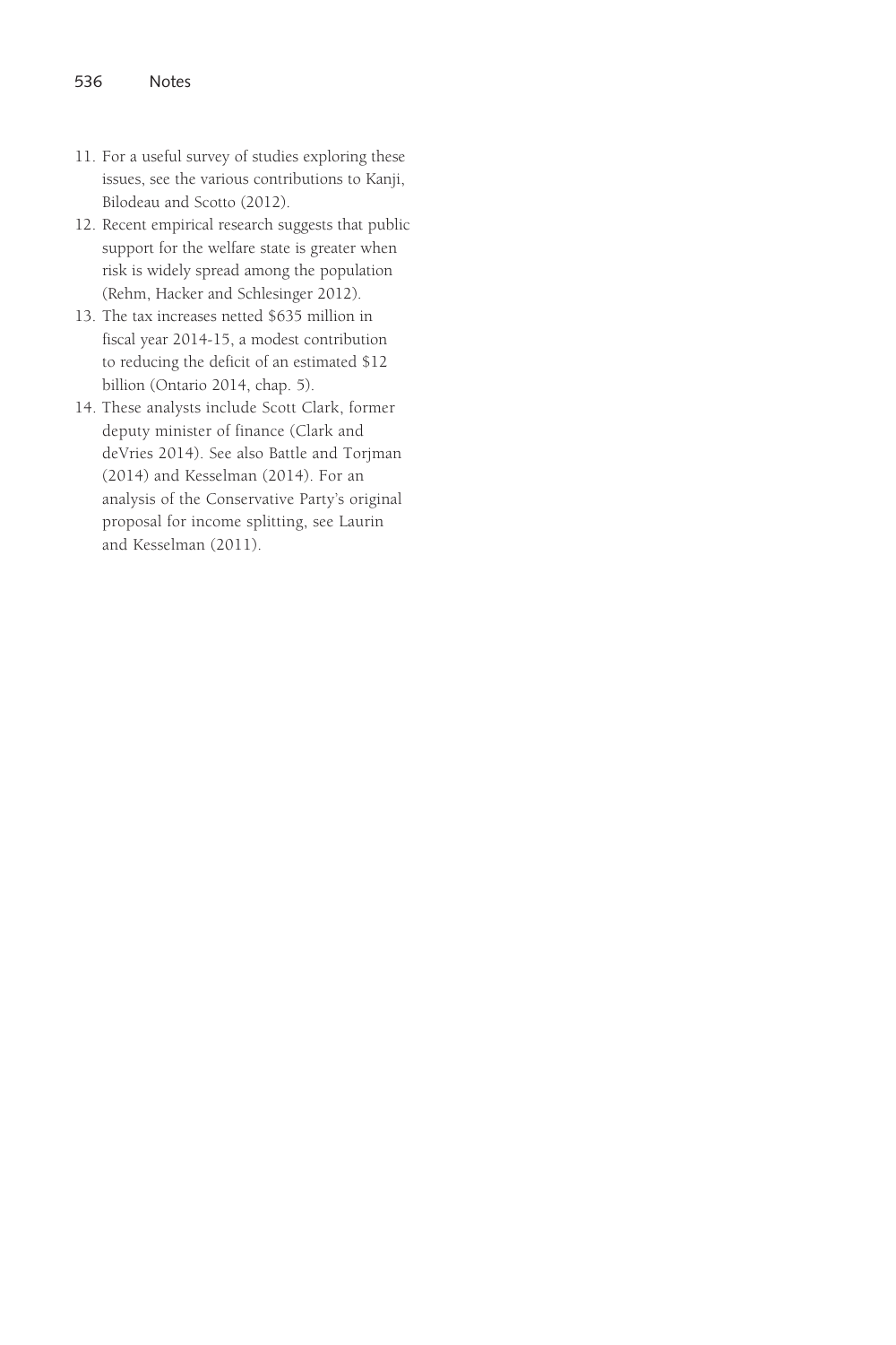11. For a useful survey of studies exploring these issues, see the various contributions to Kanji, Bilodeau and Scotto (2012).
12. Recent empirical research suggests that public support for the welfare state is greater when risk is widely spread among the population (Rehm, Hacker and Schlesinger 2012).
13. The tax increases netted $635 million in fiscal year 2014-15, a modest contribution to reducing the deficit of an estimated $12 billion (Ontario 2014, chap. 5).
14. These analysts include Scott Clark, former deputy minister of finance (Clark and deVries 2014). See also Battle and Torjman (2014) and Kesselman (2014). For an analysis of the Conservative Party's original proposal for income splitting, see Laurin and Kesselman (2011).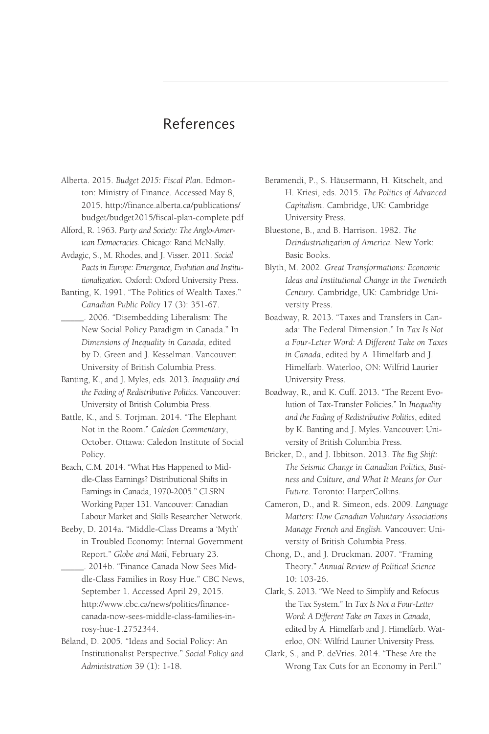# References

Alberta. 2015. *Budget 2015: Fiscal Plan*. Edmonton: Ministry of Finance. Accessed May 8, 2015. http://finance.alberta.ca/publications/budget/budget2015/fiscal-plan-complete.pdf

Alford, R. 1963. *Party and Society: The Anglo-American Democracies.* Chicago: Rand McNally.

Avdagic, S., M. Rhodes, and J. Visser. 2011. *Social Pacts in Europe: Emergence, Evolution and Institutionalization.* Oxford: Oxford University Press.

Banting, K. 1991. "The Politics of Wealth Taxes." *Canadian Public Policy* 17 (3): 351-67.

_____. 2006. "Disembedding Liberalism: The New Social Policy Paradigm in Canada." In *Dimensions of Inequality in Canada*, edited by D. Green and J. Kesselman. Vancouver: University of British Columbia Press.

Banting, K., and J. Myles, eds. 2013. *Inequality and the Fading of Redistributive Politics.* Vancouver: University of British Columbia Press.

Battle, K., and S. Torjman. 2014. "The Elephant Not in the Room." *Caledon Commentary*, October. Ottawa: Caledon Institute of Social Policy.

Beach, C.M. 2014. "What Has Happened to Middle-Class Earnings? Distributional Shifts in Earnings in Canada, 1970-2005." CLSRN Working Paper 131. Vancouver: Canadian Labour Market and Skills Researcher Network.

Beeby, D. 2014a. "Middle-Class Dreams a 'Myth' in Troubled Economy: Internal Government Report." *Globe and Mail*, February 23.

_____. 2014b. "Finance Canada Now Sees Middle-Class Families in Rosy Hue." CBC News, September 1. Accessed April 29, 2015. http://www.cbc.ca/news/politics/finance-canada-now-sees-middle-class-families-in-rosy-hue-1.2752344.

Béland, D. 2005. "Ideas and Social Policy: An Institutionalist Perspective." *Social Policy and Administration* 39 (1): 1-18.

Beramendi, P., S. Häusermann, H. Kitschelt, and H. Kriesi, eds. 2015. *The Politics of Advanced Capitalism*. Cambridge, UK: Cambridge University Press.

Bluestone, B., and B. Harrison. 1982. *The Deindustrialization of America.* New York: Basic Books.

Blyth, M. 2002. *Great Transformations: Economic Ideas and Institutional Change in the Twentieth Century.* Cambridge, UK: Cambridge University Press.

Boadway, R. 2013. "Taxes and Transfers in Canada: The Federal Dimension." In *Tax Is Not a Four-Letter Word: A Different Take on Taxes in Canada*, edited by A. Himelfarb and J. Himelfarb. Waterloo, ON: Wilfrid Laurier University Press.

Boadway, R., and K. Cuff. 2013. "The Recent Evolution of Tax-Transfer Policies." In *Inequality and the Fading of Redistributive Politics*, edited by K. Banting and J. Myles. Vancouver: University of British Columbia Press.

Bricker, D., and J. Ibbitson. 2013. *The Big Shift: The Seismic Change in Canadian Politics, Business and Culture, and What It Means for Our Future*. Toronto: HarperCollins.

Cameron, D., and R. Simeon, eds. 2009. *Language Matters: How Canadian Voluntary Associations Manage French and English.* Vancouver: University of British Columbia Press.

Chong, D., and J. Druckman. 2007. "Framing Theory." *Annual Review of Political Science* 10: 103-26.

Clark, S. 2013. "We Need to Simplify and Refocus the Tax System." In *Tax Is Not a Four-Letter Word: A Different Take on Taxes in Canada*, edited by A. Himelfarb and J. Himelfarb. Waterloo, ON: Wilfrid Laurier University Press.

Clark, S., and P. deVries. 2014. "These Are the Wrong Tax Cuts for an Economy in Peril."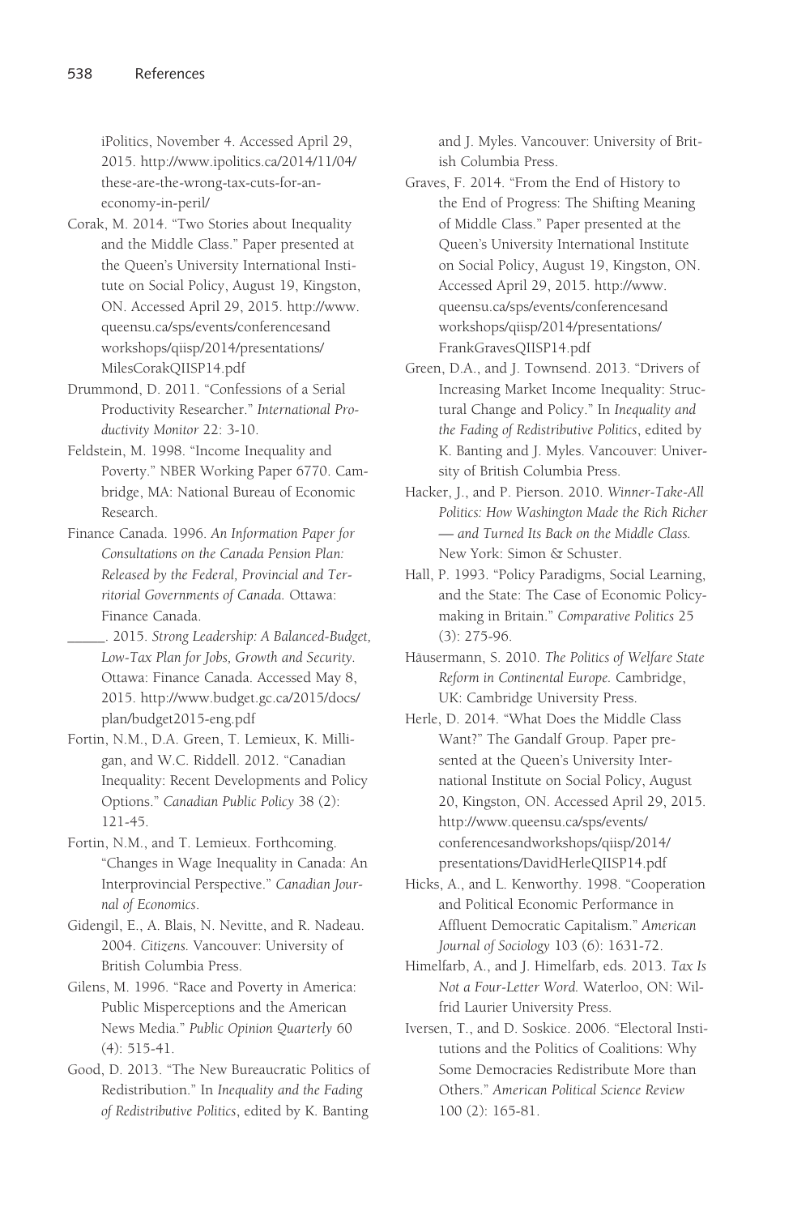iPolitics, November 4. Accessed April 29, 2015. http://www.ipolitics.ca/2014/11/04/these-are-the-wrong-tax-cuts-for-an-economy-in-peril/

Corak, M. 2014. "Two Stories about Inequality and the Middle Class." Paper presented at the Queen's University International Institute on Social Policy, August 19, Kingston, ON. Accessed April 29, 2015. http://www.queensu.ca/sps/events/conferencesandworkshops/qiisp/2014/presentations/MilesCorakQIISP14.pdf

Drummond, D. 2011. "Confessions of a Serial Productivity Researcher." *International Productivity Monitor* 22: 3-10.

Feldstein, M. 1998. "Income Inequality and Poverty." NBER Working Paper 6770. Cambridge, MA: National Bureau of Economic Research.

Finance Canada. 1996. *An Information Paper for Consultations on the Canada Pension Plan: Released by the Federal, Provincial and Territorial Governments of Canada.* Ottawa: Finance Canada.

\_\_\_\_\_. 2015. *Strong Leadership: A Balanced-Budget, Low-Tax Plan for Jobs, Growth and Security.* Ottawa: Finance Canada. Accessed May 8, 2015. http://www.budget.gc.ca/2015/docs/plan/budget2015-eng.pdf

Fortin, N.M., D.A. Green, T. Lemieux, K. Milligan, and W.C. Riddell. 2012. "Canadian Inequality: Recent Developments and Policy Options." *Canadian Public Policy* 38 (2): 121-45.

Fortin, N.M., and T. Lemieux. Forthcoming. "Changes in Wage Inequality in Canada: An Interprovincial Perspective." *Canadian Journal of Economics*.

Gidengil, E., A. Blais, N. Nevitte, and R. Nadeau. 2004. *Citizens.* Vancouver: University of British Columbia Press.

Gilens, M. 1996. "Race and Poverty in America: Public Misperceptions and the American News Media." *Public Opinion Quarterly* 60 (4): 515-41.

Good, D. 2013. "The New Bureaucratic Politics of Redistribution." In *Inequality and the Fading of Redistributive Politics*, edited by K. Banting and J. Myles. Vancouver: University of British Columbia Press.

Graves, F. 2014. "From the End of History to the End of Progress: The Shifting Meaning of Middle Class." Paper presented at the Queen's University International Institute on Social Policy, August 19, Kingston, ON. Accessed April 29, 2015. http://www.queensu.ca/sps/events/conferencesandworkshops/qiisp/2014/presentations/FrankGravesQIISP14.pdf

Green, D.A., and J. Townsend. 2013. "Drivers of Increasing Market Income Inequality: Structural Change and Policy." In *Inequality and the Fading of Redistributive Politics*, edited by K. Banting and J. Myles. Vancouver: University of British Columbia Press.

Hacker, J., and P. Pierson. 2010. *Winner-Take-All Politics: How Washington Made the Rich Richer — and Turned Its Back on the Middle Class.* New York: Simon & Schuster.

Hall, P. 1993. "Policy Paradigms, Social Learning, and the State: The Case of Economic Policymaking in Britain." *Comparative Politics* 25 (3): 275-96.

Häusermann, S. 2010. *The Politics of Welfare State Reform in Continental Europe.* Cambridge, UK: Cambridge University Press.

Herle, D. 2014. "What Does the Middle Class Want?" The Gandalf Group. Paper presented at the Queen's University International Institute on Social Policy, August 20, Kingston, ON. Accessed April 29, 2015. http://www.queensu.ca/sps/events/conferencesandworkshops/qiisp/2014/presentations/DavidHerleQIISP14.pdf

Hicks, A., and L. Kenworthy. 1998. "Cooperation and Political Economic Performance in Affluent Democratic Capitalism." *American Journal of Sociology* 103 (6): 1631-72.

Himelfarb, A., and J. Himelfarb, eds. 2013. *Tax Is Not a Four-Letter Word.* Waterloo, ON: Wilfrid Laurier University Press.

Iversen, T., and D. Soskice. 2006. "Electoral Institutions and the Politics of Coalitions: Why Some Democracies Redistribute More than Others." *American Political Science Review* 100 (2): 165-81.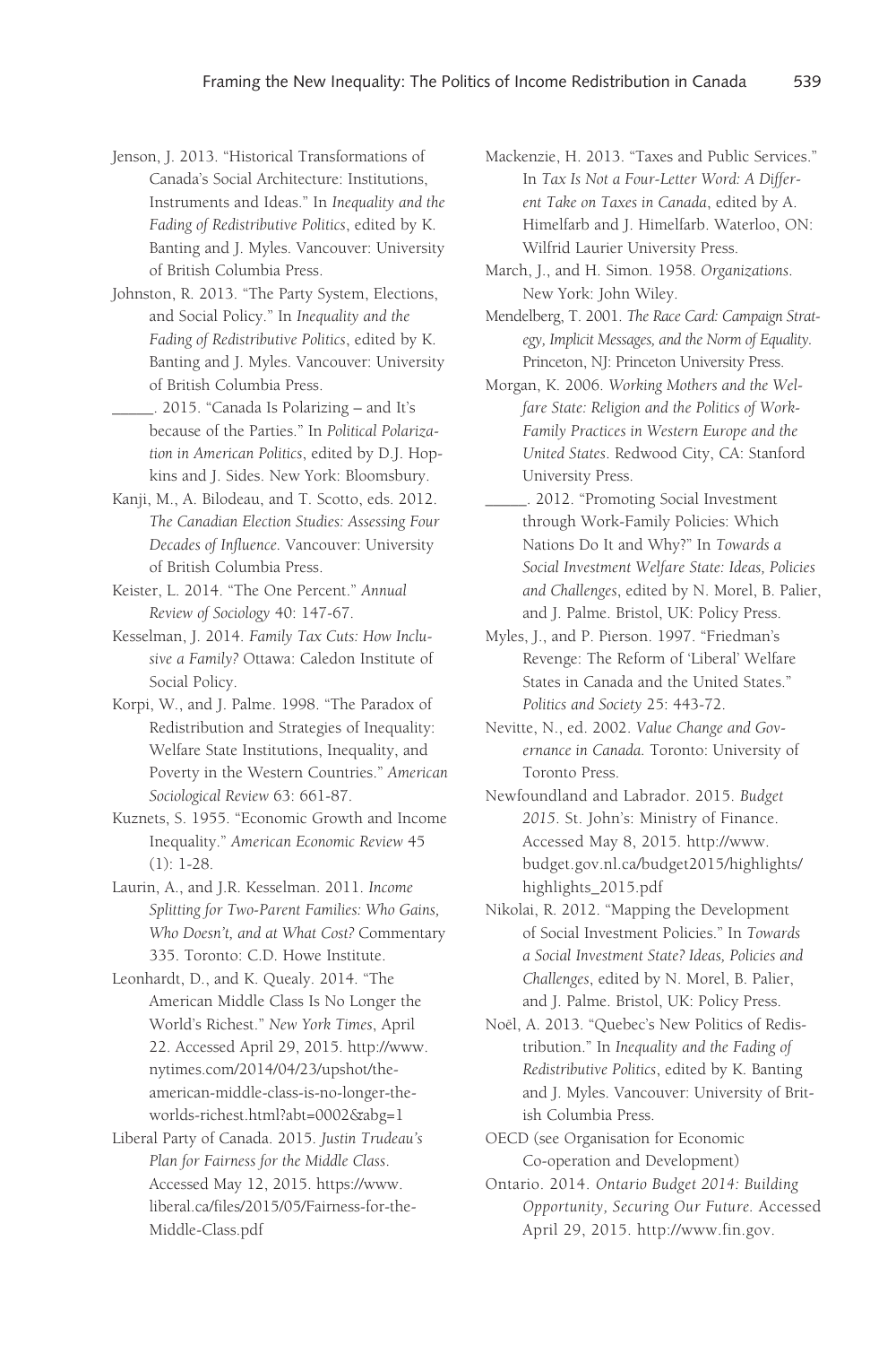Jenson, J. 2013. "Historical Transformations of Canada's Social Architecture: Institutions, Instruments and Ideas." In *Inequality and the Fading of Redistributive Politics*, edited by K. Banting and J. Myles. Vancouver: University of British Columbia Press.

Johnston, R. 2013. "The Party System, Elections, and Social Policy." In *Inequality and the Fading of Redistributive Politics*, edited by K. Banting and J. Myles. Vancouver: University of British Columbia Press.

_____. 2015. "Canada Is Polarizing – and It's because of the Parties." In *Political Polarization in American Politics*, edited by D.J. Hopkins and J. Sides. New York: Bloomsbury.

Kanji, M., A. Bilodeau, and T. Scotto, eds. 2012. *The Canadian Election Studies: Assessing Four Decades of Influence*. Vancouver: University of British Columbia Press.

Keister, L. 2014. "The One Percent." *Annual Review of Sociology* 40: 147-67.

Kesselman, J. 2014. *Family Tax Cuts: How Inclusive a Family?* Ottawa: Caledon Institute of Social Policy.

Korpi, W., and J. Palme. 1998. "The Paradox of Redistribution and Strategies of Inequality: Welfare State Institutions, Inequality, and Poverty in the Western Countries." *American Sociological Review* 63: 661-87.

Kuznets, S. 1955. "Economic Growth and Income Inequality." *American Economic Review* 45 (1): 1-28.

Laurin, A., and J.R. Kesselman. 2011. *Income Splitting for Two-Parent Families: Who Gains, Who Doesn't, and at What Cost?* Commentary 335. Toronto: C.D. Howe Institute.

Leonhardt, D., and K. Quealy. 2014. "The American Middle Class Is No Longer the World's Richest." *New York Times*, April 22. Accessed April 29, 2015. http://www.nytimes.com/2014/04/23/upshot/the-american-middle-class-is-no-longer-the-worlds-richest.html?abt=0002&abg=1

Liberal Party of Canada. 2015. *Justin Trudeau's Plan for Fairness for the Middle Class*. Accessed May 12, 2015. https://www.liberal.ca/files/2015/05/Fairness-for-the-Middle-Class.pdf

Mackenzie, H. 2013. "Taxes and Public Services." In *Tax Is Not a Four-Letter Word: A Different Take on Taxes in Canada*, edited by A. Himelfarb and J. Himelfarb. Waterloo, ON: Wilfrid Laurier University Press.

March, J., and H. Simon. 1958. *Organizations*. New York: John Wiley.

Mendelberg, T. 2001. *The Race Card: Campaign Strategy, Implicit Messages, and the Norm of Equality*. Princeton, NJ: Princeton University Press.

Morgan, K. 2006. *Working Mothers and the Welfare State: Religion and the Politics of Work-Family Practices in Western Europe and the United States*. Redwood City, CA: Stanford University Press.

_____. 2012. "Promoting Social Investment through Work-Family Policies: Which Nations Do It and Why?" In *Towards a Social Investment Welfare State: Ideas, Policies and Challenges*, edited by N. Morel, B. Palier, and J. Palme. Bristol, UK: Policy Press.

Myles, J., and P. Pierson. 1997. "Friedman's Revenge: The Reform of 'Liberal' Welfare States in Canada and the United States." *Politics and Society* 25: 443-72.

Nevitte, N., ed. 2002. *Value Change and Governance in Canada*. Toronto: University of Toronto Press.

Newfoundland and Labrador. 2015. *Budget 2015*. St. John's: Ministry of Finance. Accessed May 8, 2015. http://www.budget.gov.nl.ca/budget2015/highlights/highlights_2015.pdf

Nikolai, R. 2012. "Mapping the Development of Social Investment Policies." In *Towards a Social Investment State? Ideas, Policies and Challenges*, edited by N. Morel, B. Palier, and J. Palme. Bristol, UK: Policy Press.

Noël, A. 2013. "Quebec's New Politics of Redistribution." In *Inequality and the Fading of Redistributive Politics*, edited by K. Banting and J. Myles. Vancouver: University of British Columbia Press.

OECD (see Organisation for Economic Co-operation and Development)

Ontario. 2014. *Ontario Budget 2014: Building Opportunity, Securing Our Future*. Accessed April 29, 2015. http://www.fin.gov.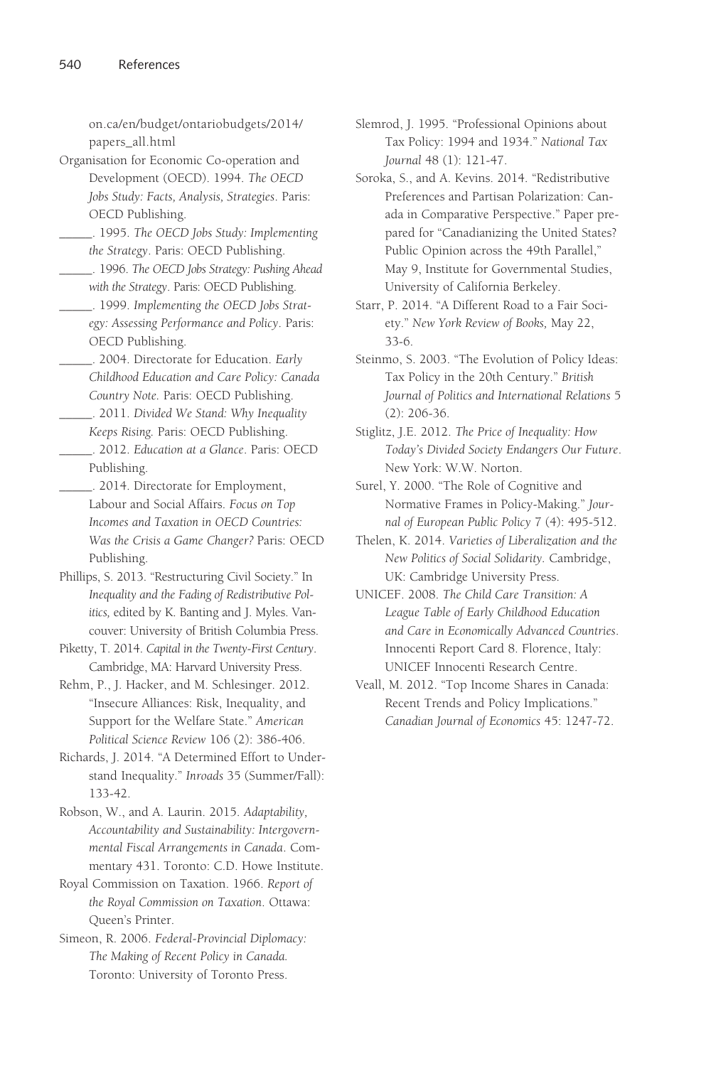on.ca/en/budget/ontariobudgets/2014/papers_all.html

Organisation for Economic Co-operation and Development (OECD). 1994. *The OECD Jobs Study: Facts, Analysis, Strategies*. Paris: OECD Publishing.

_____. 1995. *The OECD Jobs Study: Implementing the Strategy*. Paris: OECD Publishing.

_____. 1996. *The OECD Jobs Strategy: Pushing Ahead with the Strategy*. Paris: OECD Publishing.

_____. 1999. *Implementing the OECD Jobs Strategy: Assessing Performance and Policy*. Paris: OECD Publishing.

_____. 2004. Directorate for Education. *Early Childhood Education and Care Policy: Canada Country Note.* Paris: OECD Publishing.

_____. 2011. *Divided We Stand: Why Inequality Keeps Rising.* Paris: OECD Publishing.

_____. 2012. *Education at a Glance*. Paris: OECD Publishing.

_____. 2014. Directorate for Employment, Labour and Social Affairs. *Focus on Top Incomes and Taxation in OECD Countries: Was the Crisis a Game Changer?* Paris: OECD Publishing.

Phillips, S. 2013. "Restructuring Civil Society." In *Inequality and the Fading of Redistributive Politics,* edited by K. Banting and J. Myles. Vancouver: University of British Columbia Press.

Piketty, T. 2014. *Capital in the Twenty-First Century*. Cambridge, MA: Harvard University Press.

Rehm, P., J. Hacker, and M. Schlesinger. 2012. "Insecure Alliances: Risk, Inequality, and Support for the Welfare State." *American Political Science Review* 106 (2): 386-406.

Richards, J. 2014. "A Determined Effort to Understand Inequality." *Inroads* 35 (Summer/Fall): 133-42.

Robson, W., and A. Laurin. 2015. *Adaptability, Accountability and Sustainability: Intergovernmental Fiscal Arrangements in Canada*. Commentary 431. Toronto: C.D. Howe Institute.

Royal Commission on Taxation. 1966. *Report of the Royal Commission on Taxation*. Ottawa: Queen's Printer.

Simeon, R. 2006. *Federal-Provincial Diplomacy: The Making of Recent Policy in Canada.* Toronto: University of Toronto Press.

Slemrod, J. 1995. "Professional Opinions about Tax Policy: 1994 and 1934." *National Tax Journal* 48 (1): 121-47.

Soroka, S., and A. Kevins. 2014. "Redistributive Preferences and Partisan Polarization: Canada in Comparative Perspective." Paper prepared for "Canadianizing the United States? Public Opinion across the 49th Parallel," May 9, Institute for Governmental Studies, University of California Berkeley.

Starr, P. 2014. "A Different Road to a Fair Society." *New York Review of Books,* May 22, 33-6.

Steinmo, S. 2003. "The Evolution of Policy Ideas: Tax Policy in the 20th Century." *British Journal of Politics and International Relations* 5 (2): 206-36.

Stiglitz, J.E. 2012. *The Price of Inequality: How Today's Divided Society Endangers Our Future*. New York: W.W. Norton.

Surel, Y. 2000. "The Role of Cognitive and Normative Frames in Policy-Making." *Journal of European Public Policy* 7 (4): 495-512.

Thelen, K. 2014. *Varieties of Liberalization and the New Politics of Social Solidarity.* Cambridge, UK: Cambridge University Press.

UNICEF. 2008. *The Child Care Transition: A League Table of Early Childhood Education and Care in Economically Advanced Countries*. Innocenti Report Card 8. Florence, Italy: UNICEF Innocenti Research Centre.

Veall, M. 2012. "Top Income Shares in Canada: Recent Trends and Policy Implications." *Canadian Journal of Economics* 45: 1247-72.